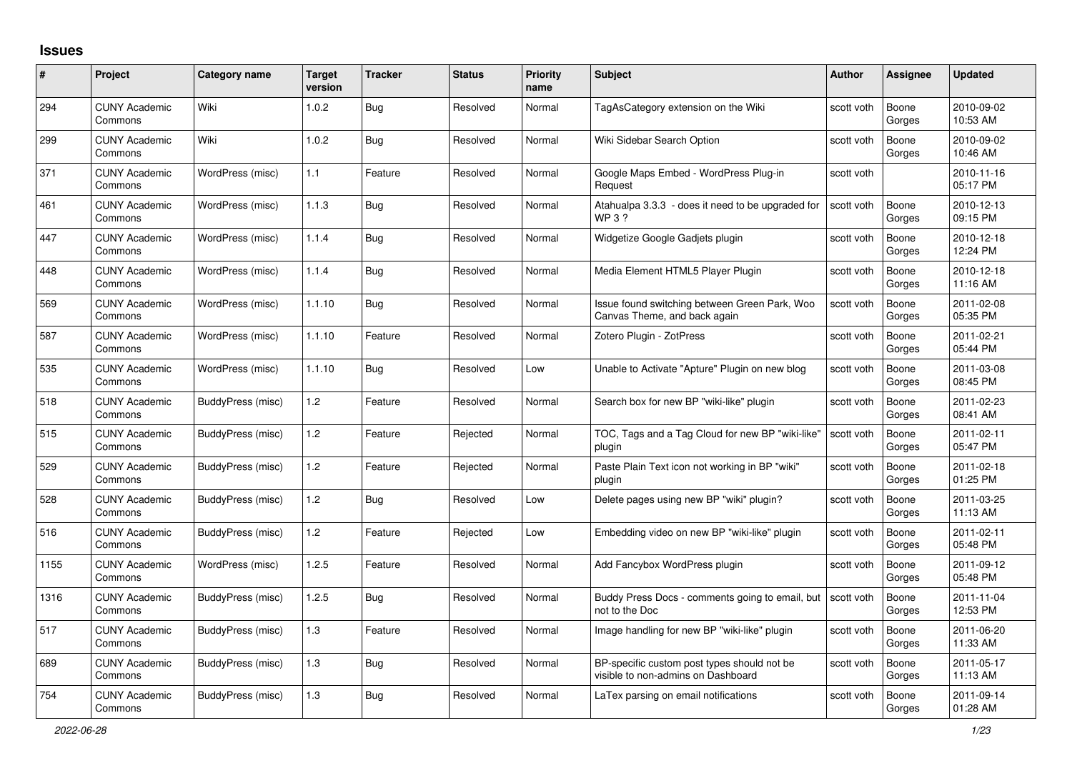# Issues

| # | Project | Category name | Target version | Tracker | Status | Priority name | Subject | Author | Assignee | Updated |
|---|---|---|---|---|---|---|---|---|---|---|
| 294 | CUNY Academic Commons | Wiki | 1.0.2 | Bug | Resolved | Normal | TagAsCategory extension on the Wiki | scott voth | Boone Gorges | 2010-09-02 10:53 AM |
| 299 | CUNY Academic Commons | Wiki | 1.0.2 | Bug | Resolved | Normal | Wiki Sidebar Search Option | scott voth | Boone Gorges | 2010-09-02 10:46 AM |
| 371 | CUNY Academic Commons | WordPress (misc) | 1.1 | Feature | Resolved | Normal | Google Maps Embed - WordPress Plug-in Request | scott voth | | 2010-11-16 05:17 PM |
| 461 | CUNY Academic Commons | WordPress (misc) | 1.1.3 | Bug | Resolved | Normal | Atahualpa 3.3.3 - does it need to be upgraded for WP 3 ? | scott voth | Boone Gorges | 2010-12-13 09:15 PM |
| 447 | CUNY Academic Commons | WordPress (misc) | 1.1.4 | Bug | Resolved | Normal | Widgetize Google Gadjets plugin | scott voth | Boone Gorges | 2010-12-18 12:24 PM |
| 448 | CUNY Academic Commons | WordPress (misc) | 1.1.4 | Bug | Resolved | Normal | Media Element HTML5 Player Plugin | scott voth | Boone Gorges | 2010-12-18 11:16 AM |
| 569 | CUNY Academic Commons | WordPress (misc) | 1.1.10 | Bug | Resolved | Normal | Issue found switching between Green Park, Woo Canvas Theme, and back again | scott voth | Boone Gorges | 2011-02-08 05:35 PM |
| 587 | CUNY Academic Commons | WordPress (misc) | 1.1.10 | Feature | Resolved | Normal | Zotero Plugin - ZotPress | scott voth | Boone Gorges | 2011-02-21 05:44 PM |
| 535 | CUNY Academic Commons | WordPress (misc) | 1.1.10 | Bug | Resolved | Low | Unable to Activate "Apture" Plugin on new blog | scott voth | Boone Gorges | 2011-03-08 08:45 PM |
| 518 | CUNY Academic Commons | BuddyPress (misc) | 1.2 | Feature | Resolved | Normal | Search box for new BP "wiki-like" plugin | scott voth | Boone Gorges | 2011-02-23 08:41 AM |
| 515 | CUNY Academic Commons | BuddyPress (misc) | 1.2 | Feature | Rejected | Normal | TOC, Tags and a Tag Cloud for new BP "wiki-like" plugin | scott voth | Boone Gorges | 2011-02-11 05:47 PM |
| 529 | CUNY Academic Commons | BuddyPress (misc) | 1.2 | Feature | Rejected | Normal | Paste Plain Text icon not working in BP "wiki" plugin | scott voth | Boone Gorges | 2011-02-18 01:25 PM |
| 528 | CUNY Academic Commons | BuddyPress (misc) | 1.2 | Bug | Resolved | Low | Delete pages using new BP "wiki" plugin? | scott voth | Boone Gorges | 2011-03-25 11:13 AM |
| 516 | CUNY Academic Commons | BuddyPress (misc) | 1.2 | Feature | Rejected | Low | Embedding video on new BP "wiki-like" plugin | scott voth | Boone Gorges | 2011-02-11 05:48 PM |
| 1155 | CUNY Academic Commons | WordPress (misc) | 1.2.5 | Feature | Resolved | Normal | Add Fancybox WordPress plugin | scott voth | Boone Gorges | 2011-09-12 05:48 PM |
| 1316 | CUNY Academic Commons | BuddyPress (misc) | 1.2.5 | Bug | Resolved | Normal | Buddy Press Docs - comments going to email, but not to the Doc | scott voth | Boone Gorges | 2011-11-04 12:53 PM |
| 517 | CUNY Academic Commons | BuddyPress (misc) | 1.3 | Feature | Resolved | Normal | Image handling for new BP "wiki-like" plugin | scott voth | Boone Gorges | 2011-06-20 11:33 AM |
| 689 | CUNY Academic Commons | BuddyPress (misc) | 1.3 | Bug | Resolved | Normal | BP-specific custom post types should not be visible to non-admins on Dashboard | scott voth | Boone Gorges | 2011-05-17 11:13 AM |
| 754 | CUNY Academic Commons | BuddyPress (misc) | 1.3 | Bug | Resolved | Normal | LaTex parsing on email notifications | scott voth | Boone Gorges | 2011-09-14 01:28 AM |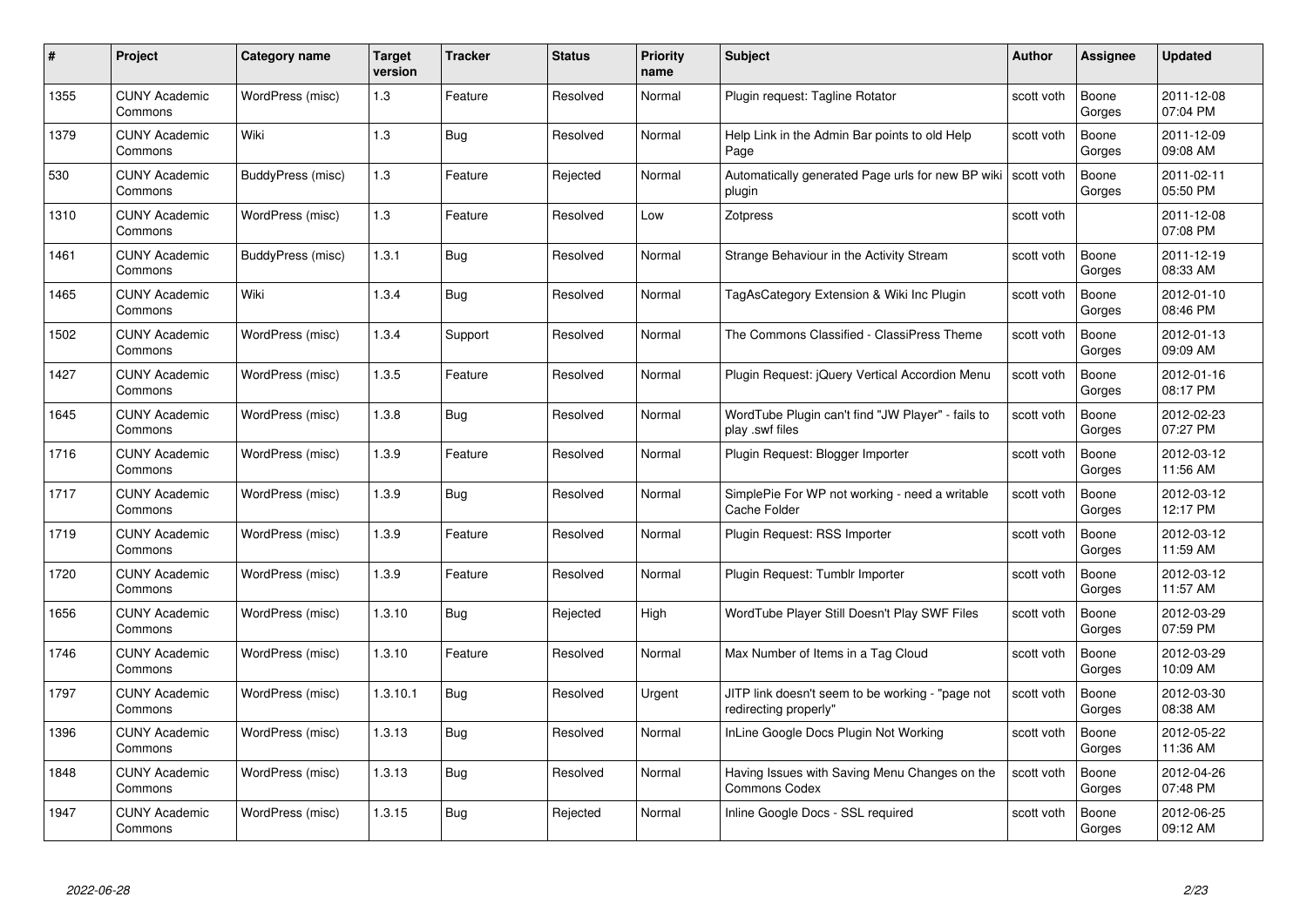| # | Project | Category name | Target version | Tracker | Status | Priority name | Subject | Author | Assignee | Updated |
|---|---|---|---|---|---|---|---|---|---|---|
| 1355 | CUNY Academic Commons | WordPress (misc) | 1.3 | Feature | Resolved | Normal | Plugin request: Tagline Rotator | scott voth | Boone Gorges | 2011-12-08 07:04 PM |
| 1379 | CUNY Academic Commons | Wiki | 1.3 | Bug | Resolved | Normal | Help Link in the Admin Bar points to old Help Page | scott voth | Boone Gorges | 2011-12-09 09:08 AM |
| 530 | CUNY Academic Commons | BuddyPress (misc) | 1.3 | Feature | Rejected | Normal | Automatically generated Page urls for new BP wiki plugin | scott voth | Boone Gorges | 2011-02-11 05:50 PM |
| 1310 | CUNY Academic Commons | WordPress (misc) | 1.3 | Feature | Resolved | Low | Zotpress | scott voth | | 2011-12-08 07:08 PM |
| 1461 | CUNY Academic Commons | BuddyPress (misc) | 1.3.1 | Bug | Resolved | Normal | Strange Behaviour in the Activity Stream | scott voth | Boone Gorges | 2011-12-19 08:33 AM |
| 1465 | CUNY Academic Commons | Wiki | 1.3.4 | Bug | Resolved | Normal | TagAsCategory Extension & Wiki Inc Plugin | scott voth | Boone Gorges | 2012-01-10 08:46 PM |
| 1502 | CUNY Academic Commons | WordPress (misc) | 1.3.4 | Support | Resolved | Normal | The Commons Classified - ClassiPress Theme | scott voth | Boone Gorges | 2012-01-13 09:09 AM |
| 1427 | CUNY Academic Commons | WordPress (misc) | 1.3.5 | Feature | Resolved | Normal | Plugin Request: jQuery Vertical Accordion Menu | scott voth | Boone Gorges | 2012-01-16 08:17 PM |
| 1645 | CUNY Academic Commons | WordPress (misc) | 1.3.8 | Bug | Resolved | Normal | WordTube Plugin can't find "JW Player" - fails to play .swf files | scott voth | Boone Gorges | 2012-02-23 07:27 PM |
| 1716 | CUNY Academic Commons | WordPress (misc) | 1.3.9 | Feature | Resolved | Normal | Plugin Request: Blogger Importer | scott voth | Boone Gorges | 2012-03-12 11:56 AM |
| 1717 | CUNY Academic Commons | WordPress (misc) | 1.3.9 | Bug | Resolved | Normal | SimplePie For WP not working - need a writable Cache Folder | scott voth | Boone Gorges | 2012-03-12 12:17 PM |
| 1719 | CUNY Academic Commons | WordPress (misc) | 1.3.9 | Feature | Resolved | Normal | Plugin Request: RSS Importer | scott voth | Boone Gorges | 2012-03-12 11:59 AM |
| 1720 | CUNY Academic Commons | WordPress (misc) | 1.3.9 | Feature | Resolved | Normal | Plugin Request: Tumblr Importer | scott voth | Boone Gorges | 2012-03-12 11:57 AM |
| 1656 | CUNY Academic Commons | WordPress (misc) | 1.3.10 | Bug | Rejected | High | WordTube Player Still Doesn't Play SWF Files | scott voth | Boone Gorges | 2012-03-29 07:59 PM |
| 1746 | CUNY Academic Commons | WordPress (misc) | 1.3.10 | Feature | Resolved | Normal | Max Number of Items in a Tag Cloud | scott voth | Boone Gorges | 2012-03-29 10:09 AM |
| 1797 | CUNY Academic Commons | WordPress (misc) | 1.3.10.1 | Bug | Resolved | Urgent | JITP link doesn't seem to be working - "page not redirecting properly" | scott voth | Boone Gorges | 2012-03-30 08:38 AM |
| 1396 | CUNY Academic Commons | WordPress (misc) | 1.3.13 | Bug | Resolved | Normal | InLine Google Docs Plugin Not Working | scott voth | Boone Gorges | 2012-05-22 11:36 AM |
| 1848 | CUNY Academic Commons | WordPress (misc) | 1.3.13 | Bug | Resolved | Normal | Having Issues with Saving Menu Changes on the Commons Codex | scott voth | Boone Gorges | 2012-04-26 07:48 PM |
| 1947 | CUNY Academic Commons | WordPress (misc) | 1.3.15 | Bug | Rejected | Normal | Inline Google Docs - SSL required | scott voth | Boone Gorges | 2012-06-25 09:12 AM |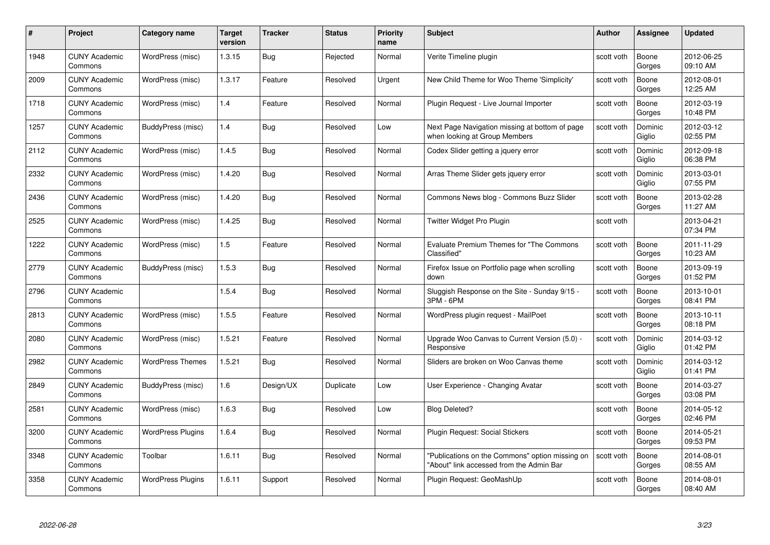| # | Project | Category name | Target version | Tracker | Status | Priority name | Subject | Author | Assignee | Updated |
|---|---|---|---|---|---|---|---|---|---|---|
| 1948 | CUNY Academic Commons | WordPress (misc) | 1.3.15 | Bug | Rejected | Normal | Verite Timeline plugin | scott voth | Boone Gorges | 2012-06-25 09:10 AM |
| 2009 | CUNY Academic Commons | WordPress (misc) | 1.3.17 | Feature | Resolved | Urgent | New Child Theme for Woo Theme 'Simplicity' | scott voth | Boone Gorges | 2012-08-01 12:25 AM |
| 1718 | CUNY Academic Commons | WordPress (misc) | 1.4 | Feature | Resolved | Normal | Plugin Request - Live Journal Importer | scott voth | Boone Gorges | 2012-03-19 10:48 PM |
| 1257 | CUNY Academic Commons | BuddyPress (misc) | 1.4 | Bug | Resolved | Low | Next Page Navigation missing at bottom of page when looking at Group Members | scott voth | Dominic Giglio | 2012-03-12 02:55 PM |
| 2112 | CUNY Academic Commons | WordPress (misc) | 1.4.5 | Bug | Resolved | Normal | Codex Slider getting a jquery error | scott voth | Dominic Giglio | 2012-09-18 06:38 PM |
| 2332 | CUNY Academic Commons | WordPress (misc) | 1.4.20 | Bug | Resolved | Normal | Arras Theme Slider gets jquery error | scott voth | Dominic Giglio | 2013-03-01 07:55 PM |
| 2436 | CUNY Academic Commons | WordPress (misc) | 1.4.20 | Bug | Resolved | Normal | Commons News blog - Commons Buzz Slider | scott voth | Boone Gorges | 2013-02-28 11:27 AM |
| 2525 | CUNY Academic Commons | WordPress (misc) | 1.4.25 | Bug | Resolved | Normal | Twitter Widget Pro Plugin | scott voth | | 2013-04-21 07:34 PM |
| 1222 | CUNY Academic Commons | WordPress (misc) | 1.5 | Feature | Resolved | Normal | Evaluate Premium Themes for "The Commons Classified" | scott voth | Boone Gorges | 2011-11-29 10:23 AM |
| 2779 | CUNY Academic Commons | BuddyPress (misc) | 1.5.3 | Bug | Resolved | Normal | Firefox Issue on Portfolio page when scrolling down | scott voth | Boone Gorges | 2013-09-19 01:52 PM |
| 2796 | CUNY Academic Commons | | 1.5.4 | Bug | Resolved | Normal | Sluggish Response on the Site - Sunday 9/15 - 3PM - 6PM | scott voth | Boone Gorges | 2013-10-01 08:41 PM |
| 2813 | CUNY Academic Commons | WordPress (misc) | 1.5.5 | Feature | Resolved | Normal | WordPress plugin request - MailPoet | scott voth | Boone Gorges | 2013-10-11 08:18 PM |
| 2080 | CUNY Academic Commons | WordPress (misc) | 1.5.21 | Feature | Resolved | Normal | Upgrade Woo Canvas to Current Version (5.0) - Responsive | scott voth | Dominic Giglio | 2014-03-12 01:42 PM |
| 2982 | CUNY Academic Commons | WordPress Themes | 1.5.21 | Bug | Resolved | Normal | Sliders are broken on Woo Canvas theme | scott voth | Dominic Giglio | 2014-03-12 01:41 PM |
| 2849 | CUNY Academic Commons | BuddyPress (misc) | 1.6 | Design/UX | Duplicate | Low | User Experience - Changing Avatar | scott voth | Boone Gorges | 2014-03-27 03:08 PM |
| 2581 | CUNY Academic Commons | WordPress (misc) | 1.6.3 | Bug | Resolved | Low | Blog Deleted? | scott voth | Boone Gorges | 2014-05-12 02:46 PM |
| 3200 | CUNY Academic Commons | WordPress Plugins | 1.6.4 | Bug | Resolved | Normal | Plugin Request: Social Stickers | scott voth | Boone Gorges | 2014-05-21 09:53 PM |
| 3348 | CUNY Academic Commons | Toolbar | 1.6.11 | Bug | Resolved | Normal | "Publications on the Commons" option missing on "About" link accessed from the Admin Bar | scott voth | Boone Gorges | 2014-08-01 08:55 AM |
| 3358 | CUNY Academic Commons | WordPress Plugins | 1.6.11 | Support | Resolved | Normal | Plugin Request: GeoMashUp | scott voth | Boone Gorges | 2014-08-01 08:40 AM |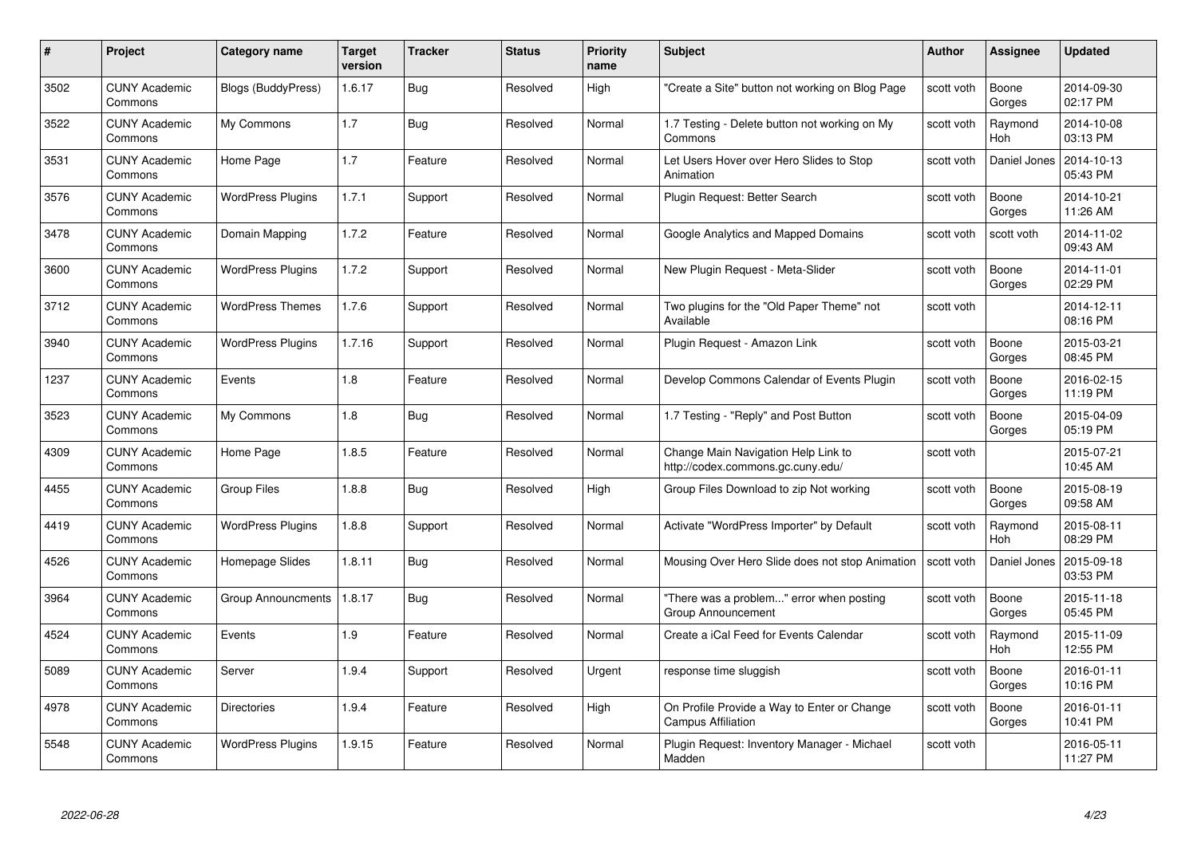| # | Project | Category name | Target version | Tracker | Status | Priority name | Subject | Author | Assignee | Updated |
|---|---|---|---|---|---|---|---|---|---|---|
| 3502 | CUNY Academic Commons | Blogs (BuddyPress) | 1.6.17 | Bug | Resolved | High | "Create a Site" button not working on Blog Page | scott voth | Boone Gorges | 2014-09-30 02:17 PM |
| 3522 | CUNY Academic Commons | My Commons | 1.7 | Bug | Resolved | Normal | 1.7 Testing - Delete button not working on My Commons | scott voth | Raymond Hoh | 2014-10-08 03:13 PM |
| 3531 | CUNY Academic Commons | Home Page | 1.7 | Feature | Resolved | Normal | Let Users Hover over Hero Slides to Stop Animation | scott voth | Daniel Jones | 2014-10-13 05:43 PM |
| 3576 | CUNY Academic Commons | WordPress Plugins | 1.7.1 | Support | Resolved | Normal | Plugin Request: Better Search | scott voth | Boone Gorges | 2014-10-21 11:26 AM |
| 3478 | CUNY Academic Commons | Domain Mapping | 1.7.2 | Feature | Resolved | Normal | Google Analytics and Mapped Domains | scott voth | scott voth | 2014-11-02 09:43 AM |
| 3600 | CUNY Academic Commons | WordPress Plugins | 1.7.2 | Support | Resolved | Normal | New Plugin Request - Meta-Slider | scott voth | Boone Gorges | 2014-11-01 02:29 PM |
| 3712 | CUNY Academic Commons | WordPress Themes | 1.7.6 | Support | Resolved | Normal | Two plugins for the "Old Paper Theme" not Available | scott voth | | 2014-12-11 08:16 PM |
| 3940 | CUNY Academic Commons | WordPress Plugins | 1.7.16 | Support | Resolved | Normal | Plugin Request - Amazon Link | scott voth | Boone Gorges | 2015-03-21 08:45 PM |
| 1237 | CUNY Academic Commons | Events | 1.8 | Feature | Resolved | Normal | Develop Commons Calendar of Events Plugin | scott voth | Boone Gorges | 2016-02-15 11:19 PM |
| 3523 | CUNY Academic Commons | My Commons | 1.8 | Bug | Resolved | Normal | 1.7 Testing - "Reply" and Post Button | scott voth | Boone Gorges | 2015-04-09 05:19 PM |
| 4309 | CUNY Academic Commons | Home Page | 1.8.5 | Feature | Resolved | Normal | Change Main Navigation Help Link to http://codex.commons.gc.cuny.edu/ | scott voth | | 2015-07-21 10:45 AM |
| 4455 | CUNY Academic Commons | Group Files | 1.8.8 | Bug | Resolved | High | Group Files Download to zip Not working | scott voth | Boone Gorges | 2015-08-19 09:58 AM |
| 4419 | CUNY Academic Commons | WordPress Plugins | 1.8.8 | Support | Resolved | Normal | Activate "WordPress Importer" by Default | scott voth | Raymond Hoh | 2015-08-11 08:29 PM |
| 4526 | CUNY Academic Commons | Homepage Slides | 1.8.11 | Bug | Resolved | Normal | Mousing Over Hero Slide does not stop Animation | scott voth | Daniel Jones | 2015-09-18 03:53 PM |
| 3964 | CUNY Academic Commons | Group Announcments | 1.8.17 | Bug | Resolved | Normal | "There was a problem..." error when posting Group Announcement | scott voth | Boone Gorges | 2015-11-18 05:45 PM |
| 4524 | CUNY Academic Commons | Events | 1.9 | Feature | Resolved | Normal | Create a iCal Feed for Events Calendar | scott voth | Raymond Hoh | 2015-11-09 12:55 PM |
| 5089 | CUNY Academic Commons | Server | 1.9.4 | Support | Resolved | Urgent | response time sluggish | scott voth | Boone Gorges | 2016-01-11 10:16 PM |
| 4978 | CUNY Academic Commons | Directories | 1.9.4 | Feature | Resolved | High | On Profile Provide a Way to Enter or Change Campus Affiliation | scott voth | Boone Gorges | 2016-01-11 10:41 PM |
| 5548 | CUNY Academic Commons | WordPress Plugins | 1.9.15 | Feature | Resolved | Normal | Plugin Request: Inventory Manager - Michael Madden | scott voth | | 2016-05-11 11:27 PM |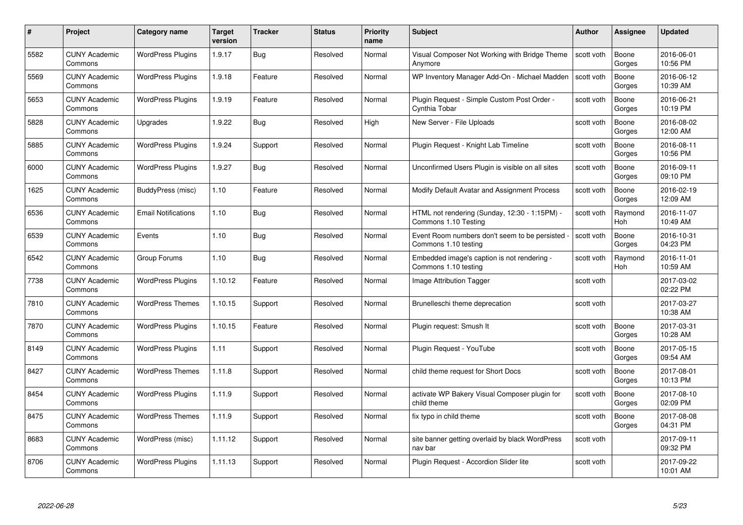| # | Project | Category name | Target version | Tracker | Status | Priority name | Subject | Author | Assignee | Updated |
|---|---|---|---|---|---|---|---|---|---|---|
| 5582 | CUNY Academic Commons | WordPress Plugins | 1.9.17 | Bug | Resolved | Normal | Visual Composer Not Working with Bridge Theme Anymore | scott voth | Boone Gorges | 2016-06-01 10:56 PM |
| 5569 | CUNY Academic Commons | WordPress Plugins | 1.9.18 | Feature | Resolved | Normal | WP Inventory Manager Add-On - Michael Madden | scott voth | Boone Gorges | 2016-06-12 10:39 AM |
| 5653 | CUNY Academic Commons | WordPress Plugins | 1.9.19 | Feature | Resolved | Normal | Plugin Request - Simple Custom Post Order - Cynthia Tobar | scott voth | Boone Gorges | 2016-06-21 10:19 PM |
| 5828 | CUNY Academic Commons | Upgrades | 1.9.22 | Bug | Resolved | High | New Server - File Uploads | scott voth | Boone Gorges | 2016-08-02 12:00 AM |
| 5885 | CUNY Academic Commons | WordPress Plugins | 1.9.24 | Support | Resolved | Normal | Plugin Request - Knight Lab Timeline | scott voth | Boone Gorges | 2016-08-11 10:56 PM |
| 6000 | CUNY Academic Commons | WordPress Plugins | 1.9.27 | Bug | Resolved | Normal | Unconfirmed Users Plugin is visible on all sites | scott voth | Boone Gorges | 2016-09-11 09:10 PM |
| 1625 | CUNY Academic Commons | BuddyPress (misc) | 1.10 | Feature | Resolved | Normal | Modify Default Avatar and Assignment Process | scott voth | Boone Gorges | 2016-02-19 12:09 AM |
| 6536 | CUNY Academic Commons | Email Notifications | 1.10 | Bug | Resolved | Normal | HTML not rendering (Sunday, 12:30 - 1:15PM) - Commons 1.10 Testing | scott voth | Raymond Hoh | 2016-11-07 10:49 AM |
| 6539 | CUNY Academic Commons | Events | 1.10 | Bug | Resolved | Normal | Event Room numbers don't seem to be persisted - Commons 1.10 testing | scott voth | Boone Gorges | 2016-10-31 04:23 PM |
| 6542 | CUNY Academic Commons | Group Forums | 1.10 | Bug | Resolved | Normal | Embedded image's caption is not rendering - Commons 1.10 testing | scott voth | Raymond Hoh | 2016-11-01 10:59 AM |
| 7738 | CUNY Academic Commons | WordPress Plugins | 1.10.12 | Feature | Resolved | Normal | Image Attribution Tagger | scott voth | | 2017-03-02 02:22 PM |
| 7810 | CUNY Academic Commons | WordPress Themes | 1.10.15 | Support | Resolved | Normal | Brunelleschi theme deprecation | scott voth | | 2017-03-27 10:38 AM |
| 7870 | CUNY Academic Commons | WordPress Plugins | 1.10.15 | Feature | Resolved | Normal | Plugin request: Smush It | scott voth | Boone Gorges | 2017-03-31 10:28 AM |
| 8149 | CUNY Academic Commons | WordPress Plugins | 1.11 | Support | Resolved | Normal | Plugin Request - YouTube | scott voth | Boone Gorges | 2017-05-15 09:54 AM |
| 8427 | CUNY Academic Commons | WordPress Themes | 1.11.8 | Support | Resolved | Normal | child theme request for Short Docs | scott voth | Boone Gorges | 2017-08-01 10:13 PM |
| 8454 | CUNY Academic Commons | WordPress Plugins | 1.11.9 | Support | Resolved | Normal | activate WP Bakery Visual Composer plugin for child theme | scott voth | Boone Gorges | 2017-08-10 02:09 PM |
| 8475 | CUNY Academic Commons | WordPress Themes | 1.11.9 | Support | Resolved | Normal | fix typo in child theme | scott voth | Boone Gorges | 2017-08-08 04:31 PM |
| 8683 | CUNY Academic Commons | WordPress (misc) | 1.11.12 | Support | Resolved | Normal | site banner getting overlaid by black WordPress nav bar | scott voth | | 2017-09-11 09:32 PM |
| 8706 | CUNY Academic Commons | WordPress Plugins | 1.11.13 | Support | Resolved | Normal | Plugin Request - Accordion Slider lite | scott voth | | 2017-09-22 10:01 AM |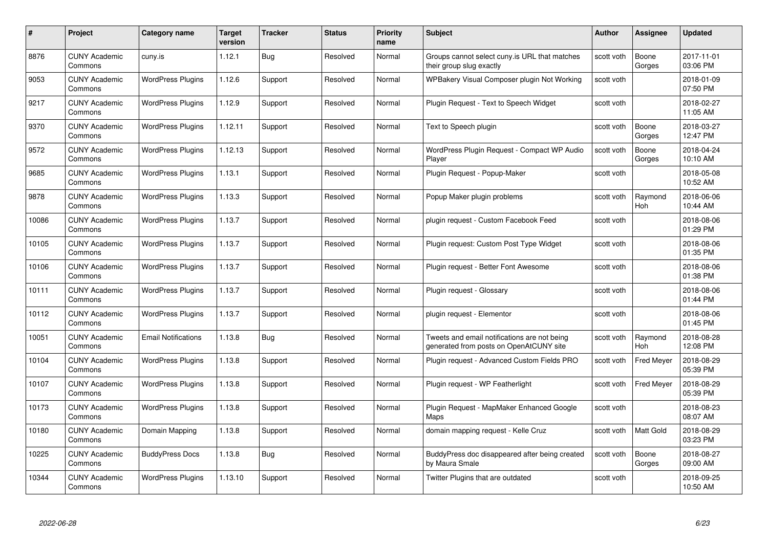| # | Project | Category name | Target version | Tracker | Status | Priority name | Subject | Author | Assignee | Updated |
|---|---|---|---|---|---|---|---|---|---|---|
| 8876 | CUNY Academic Commons | cuny.is | 1.12.1 | Bug | Resolved | Normal | Groups cannot select cuny.is URL that matches their group slug exactly | scott voth | Boone Gorges | 2017-11-01 03:06 PM |
| 9053 | CUNY Academic Commons | WordPress Plugins | 1.12.6 | Support | Resolved | Normal | WPBakery Visual Composer plugin Not Working | scott voth | | 2018-01-09 07:50 PM |
| 9217 | CUNY Academic Commons | WordPress Plugins | 1.12.9 | Support | Resolved | Normal | Plugin Request - Text to Speech Widget | scott voth | | 2018-02-27 11:05 AM |
| 9370 | CUNY Academic Commons | WordPress Plugins | 1.12.11 | Support | Resolved | Normal | Text to Speech plugin | scott voth | Boone Gorges | 2018-03-27 12:47 PM |
| 9572 | CUNY Academic Commons | WordPress Plugins | 1.12.13 | Support | Resolved | Normal | WordPress Plugin Request - Compact WP Audio Player | scott voth | Boone Gorges | 2018-04-24 10:10 AM |
| 9685 | CUNY Academic Commons | WordPress Plugins | 1.13.1 | Support | Resolved | Normal | Plugin Request - Popup-Maker | scott voth | | 2018-05-08 10:52 AM |
| 9878 | CUNY Academic Commons | WordPress Plugins | 1.13.3 | Support | Resolved | Normal | Popup Maker plugin problems | scott voth | Raymond Hoh | 2018-06-06 10:44 AM |
| 10086 | CUNY Academic Commons | WordPress Plugins | 1.13.7 | Support | Resolved | Normal | plugin request - Custom Facebook Feed | scott voth | | 2018-08-06 01:29 PM |
| 10105 | CUNY Academic Commons | WordPress Plugins | 1.13.7 | Support | Resolved | Normal | Plugin request: Custom Post Type Widget | scott voth | | 2018-08-06 01:35 PM |
| 10106 | CUNY Academic Commons | WordPress Plugins | 1.13.7 | Support | Resolved | Normal | Plugin request - Better Font Awesome | scott voth | | 2018-08-06 01:38 PM |
| 10111 | CUNY Academic Commons | WordPress Plugins | 1.13.7 | Support | Resolved | Normal | Plugin request - Glossary | scott voth | | 2018-08-06 01:44 PM |
| 10112 | CUNY Academic Commons | WordPress Plugins | 1.13.7 | Support | Resolved | Normal | plugin request - Elementor | scott voth | | 2018-08-06 01:45 PM |
| 10051 | CUNY Academic Commons | Email Notifications | 1.13.8 | Bug | Resolved | Normal | Tweets and email notifications are not being generated from posts on OpenAtCUNY site | scott voth | Raymond Hoh | 2018-08-28 12:08 PM |
| 10104 | CUNY Academic Commons | WordPress Plugins | 1.13.8 | Support | Resolved | Normal | Plugin request - Advanced Custom Fields PRO | scott voth | Fred Meyer | 2018-08-29 05:39 PM |
| 10107 | CUNY Academic Commons | WordPress Plugins | 1.13.8 | Support | Resolved | Normal | Plugin request - WP Featherlight | scott voth | Fred Meyer | 2018-08-29 05:39 PM |
| 10173 | CUNY Academic Commons | WordPress Plugins | 1.13.8 | Support | Resolved | Normal | Plugin Request - MapMaker Enhanced Google Maps | scott voth | | 2018-08-23 08:07 AM |
| 10180 | CUNY Academic Commons | Domain Mapping | 1.13.8 | Support | Resolved | Normal | domain mapping request - Kelle Cruz | scott voth | Matt Gold | 2018-08-29 03:23 PM |
| 10225 | CUNY Academic Commons | BuddyPress Docs | 1.13.8 | Bug | Resolved | Normal | BuddyPress doc disappeared after being created by Maura Smale | scott voth | Boone Gorges | 2018-08-27 09:00 AM |
| 10344 | CUNY Academic Commons | WordPress Plugins | 1.13.10 | Support | Resolved | Normal | Twitter Plugins that are outdated | scott voth | | 2018-09-25 10:50 AM |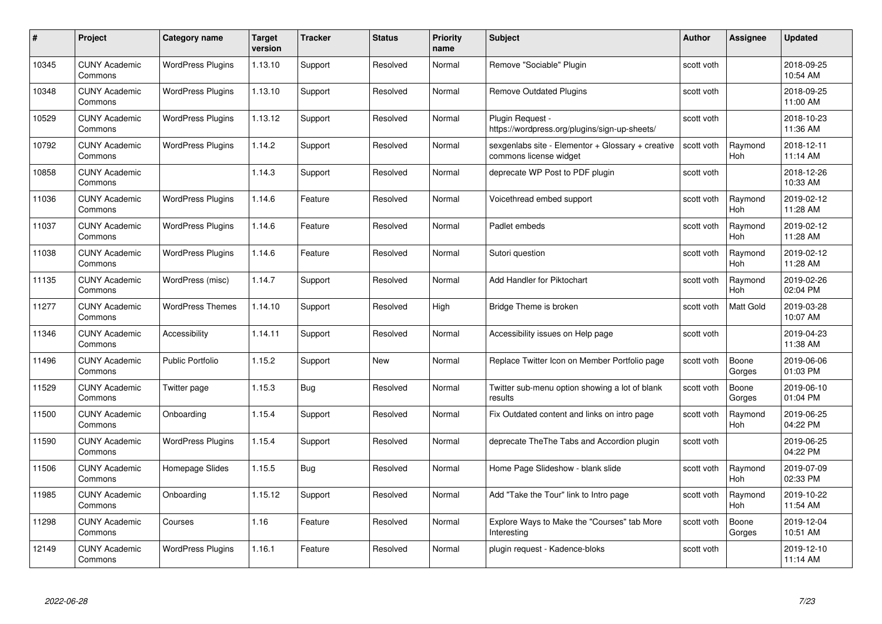| # | Project | Category name | Target version | Tracker | Status | Priority name | Subject | Author | Assignee | Updated |
|---|---|---|---|---|---|---|---|---|---|---|
| 10345 | CUNY Academic Commons | WordPress Plugins | 1.13.10 | Support | Resolved | Normal | Remove "Sociable" Plugin | scott voth | | 2018-09-25 10:54 AM |
| 10348 | CUNY Academic Commons | WordPress Plugins | 1.13.10 | Support | Resolved | Normal | Remove Outdated Plugins | scott voth | | 2018-09-25 11:00 AM |
| 10529 | CUNY Academic Commons | WordPress Plugins | 1.13.12 | Support | Resolved | Normal | Plugin Request - https://wordpress.org/plugins/sign-up-sheets/ | scott voth | | 2018-10-23 11:36 AM |
| 10792 | CUNY Academic Commons | WordPress Plugins | 1.14.2 | Support | Resolved | Normal | sexgenlabs site - Elementor + Glossary + creative commons license widget | scott voth | Raymond Hoh | 2018-12-11 11:14 AM |
| 10858 | CUNY Academic Commons | | 1.14.3 | Support | Resolved | Normal | deprecate WP Post to PDF plugin | scott voth | | 2018-12-26 10:33 AM |
| 11036 | CUNY Academic Commons | WordPress Plugins | 1.14.6 | Feature | Resolved | Normal | Voicethread embed support | scott voth | Raymond Hoh | 2019-02-12 11:28 AM |
| 11037 | CUNY Academic Commons | WordPress Plugins | 1.14.6 | Feature | Resolved | Normal | Padlet embeds | scott voth | Raymond Hoh | 2019-02-12 11:28 AM |
| 11038 | CUNY Academic Commons | WordPress Plugins | 1.14.6 | Feature | Resolved | Normal | Sutori question | scott voth | Raymond Hoh | 2019-02-12 11:28 AM |
| 11135 | CUNY Academic Commons | WordPress (misc) | 1.14.7 | Support | Resolved | Normal | Add Handler for Piktochart | scott voth | Raymond Hoh | 2019-02-26 02:04 PM |
| 11277 | CUNY Academic Commons | WordPress Themes | 1.14.10 | Support | Resolved | High | Bridge Theme is broken | scott voth | Matt Gold | 2019-03-28 10:07 AM |
| 11346 | CUNY Academic Commons | Accessibility | 1.14.11 | Support | Resolved | Normal | Accessibility issues on Help page | scott voth | | 2019-04-23 11:38 AM |
| 11496 | CUNY Academic Commons | Public Portfolio | 1.15.2 | Support | New | Normal | Replace Twitter Icon on Member Portfolio page | scott voth | Boone Gorges | 2019-06-06 01:03 PM |
| 11529 | CUNY Academic Commons | Twitter page | 1.15.3 | Bug | Resolved | Normal | Twitter sub-menu option showing a lot of blank results | scott voth | Boone Gorges | 2019-06-10 01:04 PM |
| 11500 | CUNY Academic Commons | Onboarding | 1.15.4 | Support | Resolved | Normal | Fix Outdated content and links on intro page | scott voth | Raymond Hoh | 2019-06-25 04:22 PM |
| 11590 | CUNY Academic Commons | WordPress Plugins | 1.15.4 | Support | Resolved | Normal | deprecate TheThe Tabs and Accordion plugin | scott voth | | 2019-06-25 04:22 PM |
| 11506 | CUNY Academic Commons | Homepage Slides | 1.15.5 | Bug | Resolved | Normal | Home Page Slideshow - blank slide | scott voth | Raymond Hoh | 2019-07-09 02:33 PM |
| 11985 | CUNY Academic Commons | Onboarding | 1.15.12 | Support | Resolved | Normal | Add "Take the Tour" link to Intro page | scott voth | Raymond Hoh | 2019-10-22 11:54 AM |
| 11298 | CUNY Academic Commons | Courses | 1.16 | Feature | Resolved | Normal | Explore Ways to Make the "Courses" tab More Interesting | scott voth | Boone Gorges | 2019-12-04 10:51 AM |
| 12149 | CUNY Academic Commons | WordPress Plugins | 1.16.1 | Feature | Resolved | Normal | plugin request - Kadence-bloks | scott voth | | 2019-12-10 11:14 AM |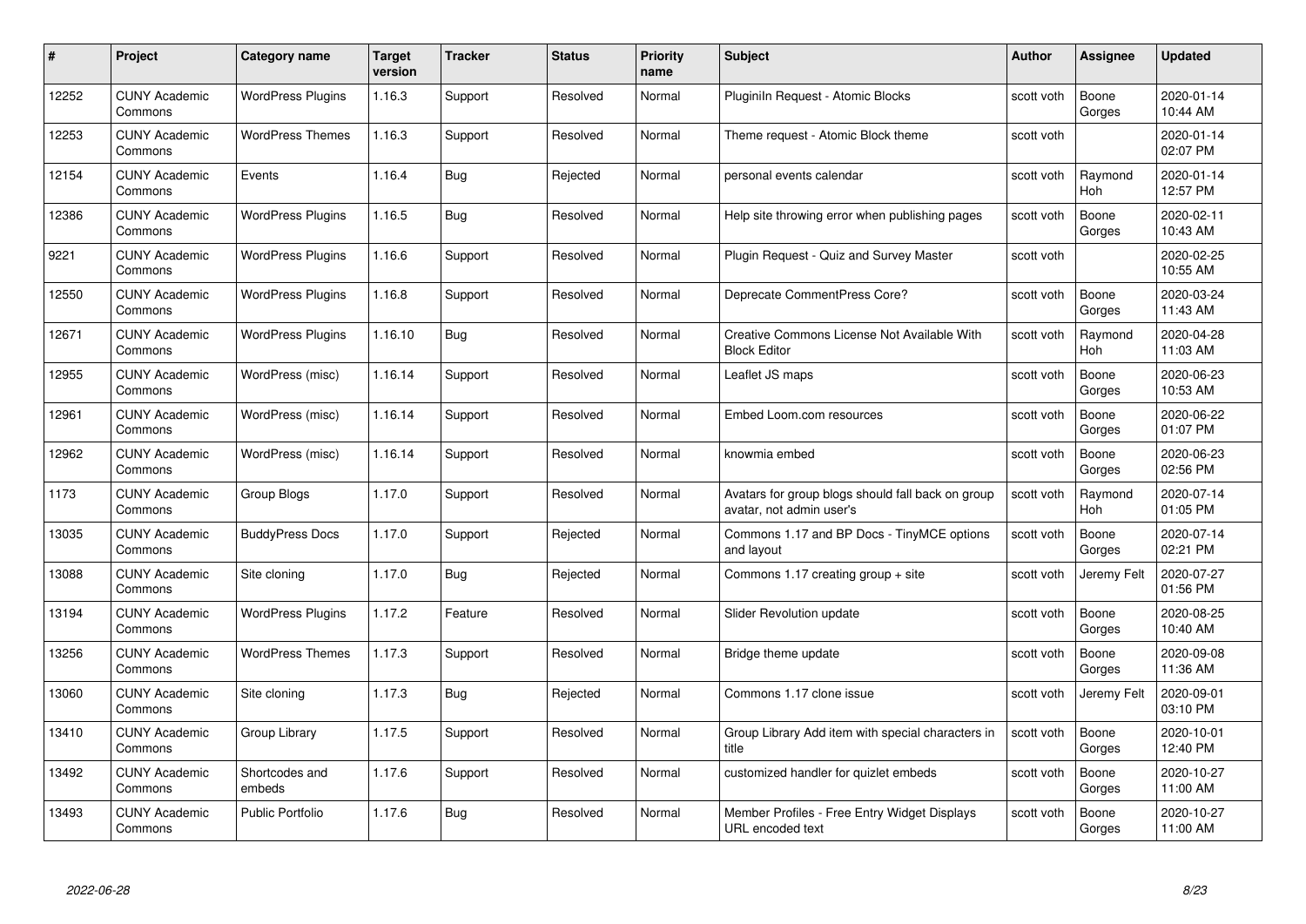| # | Project | Category name | Target version | Tracker | Status | Priority name | Subject | Author | Assignee | Updated |
|---|---|---|---|---|---|---|---|---|---|---|
| 12252 | CUNY Academic Commons | WordPress Plugins | 1.16.3 | Support | Resolved | Normal | Pluginiln Request - Atomic Blocks | scott voth | Boone Gorges | 2020-01-14 10:44 AM |
| 12253 | CUNY Academic Commons | WordPress Themes | 1.16.3 | Support | Resolved | Normal | Theme request - Atomic Block theme | scott voth | | 2020-01-14 02:07 PM |
| 12154 | CUNY Academic Commons | Events | 1.16.4 | Bug | Rejected | Normal | personal events calendar | scott voth | Raymond Hoh | 2020-01-14 12:57 PM |
| 12386 | CUNY Academic Commons | WordPress Plugins | 1.16.5 | Bug | Resolved | Normal | Help site throwing error when publishing pages | scott voth | Boone Gorges | 2020-02-11 10:43 AM |
| 9221 | CUNY Academic Commons | WordPress Plugins | 1.16.6 | Support | Resolved | Normal | Plugin Request - Quiz and Survey Master | scott voth | | 2020-02-25 10:55 AM |
| 12550 | CUNY Academic Commons | WordPress Plugins | 1.16.8 | Support | Resolved | Normal | Deprecate CommentPress Core? | scott voth | Boone Gorges | 2020-03-24 11:43 AM |
| 12671 | CUNY Academic Commons | WordPress Plugins | 1.16.10 | Bug | Resolved | Normal | Creative Commons License Not Available With Block Editor | scott voth | Raymond Hoh | 2020-04-28 11:03 AM |
| 12955 | CUNY Academic Commons | WordPress (misc) | 1.16.14 | Support | Resolved | Normal | Leaflet JS maps | scott voth | Boone Gorges | 2020-06-23 10:53 AM |
| 12961 | CUNY Academic Commons | WordPress (misc) | 1.16.14 | Support | Resolved | Normal | Embed Loom.com resources | scott voth | Boone Gorges | 2020-06-22 01:07 PM |
| 12962 | CUNY Academic Commons | WordPress (misc) | 1.16.14 | Support | Resolved | Normal | knowmia embed | scott voth | Boone Gorges | 2020-06-23 02:56 PM |
| 1173 | CUNY Academic Commons | Group Blogs | 1.17.0 | Support | Resolved | Normal | Avatars for group blogs should fall back on group avatar, not admin user's | scott voth | Raymond Hoh | 2020-07-14 01:05 PM |
| 13035 | CUNY Academic Commons | BuddyPress Docs | 1.17.0 | Support | Rejected | Normal | Commons 1.17 and BP Docs - TinyMCE options and layout | scott voth | Boone Gorges | 2020-07-14 02:21 PM |
| 13088 | CUNY Academic Commons | Site cloning | 1.17.0 | Bug | Rejected | Normal | Commons 1.17 creating group + site | scott voth | Jeremy Felt | 2020-07-27 01:56 PM |
| 13194 | CUNY Academic Commons | WordPress Plugins | 1.17.2 | Feature | Resolved | Normal | Slider Revolution update | scott voth | Boone Gorges | 2020-08-25 10:40 AM |
| 13256 | CUNY Academic Commons | WordPress Themes | 1.17.3 | Support | Resolved | Normal | Bridge theme update | scott voth | Boone Gorges | 2020-09-08 11:36 AM |
| 13060 | CUNY Academic Commons | Site cloning | 1.17.3 | Bug | Rejected | Normal | Commons 1.17 clone issue | scott voth | Jeremy Felt | 2020-09-01 03:10 PM |
| 13410 | CUNY Academic Commons | Group Library | 1.17.5 | Support | Resolved | Normal | Group Library Add item with special characters in title | scott voth | Boone Gorges | 2020-10-01 12:40 PM |
| 13492 | CUNY Academic Commons | Shortcodes and embeds | 1.17.6 | Support | Resolved | Normal | customized handler for quizlet embeds | scott voth | Boone Gorges | 2020-10-27 11:00 AM |
| 13493 | CUNY Academic Commons | Public Portfolio | 1.17.6 | Bug | Resolved | Normal | Member Profiles - Free Entry Widget Displays URL encoded text | scott voth | Boone Gorges | 2020-10-27 11:00 AM |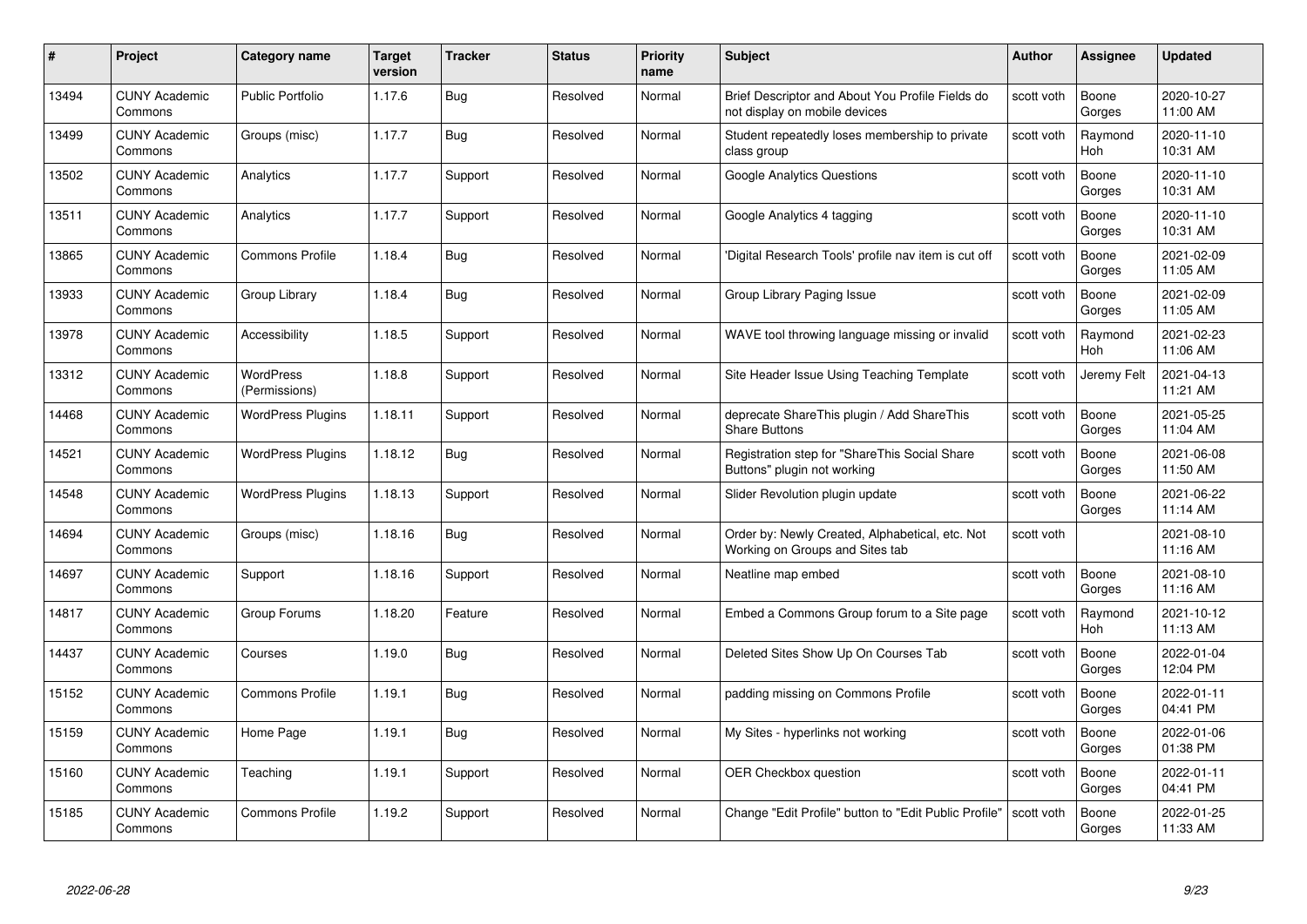| # | Project | Category name | Target version | Tracker | Status | Priority name | Subject | Author | Assignee | Updated |
|---|---|---|---|---|---|---|---|---|---|---|
| 13494 | CUNY Academic Commons | Public Portfolio | 1.17.6 | Bug | Resolved | Normal | Brief Descriptor and About You Profile Fields do not display on mobile devices | scott voth | Boone Gorges | 2020-10-27 11:00 AM |
| 13499 | CUNY Academic Commons | Groups (misc) | 1.17.7 | Bug | Resolved | Normal | Student repeatedly loses membership to private class group | scott voth | Raymond Hoh | 2020-11-10 10:31 AM |
| 13502 | CUNY Academic Commons | Analytics | 1.17.7 | Support | Resolved | Normal | Google Analytics Questions | scott voth | Boone Gorges | 2020-11-10 10:31 AM |
| 13511 | CUNY Academic Commons | Analytics | 1.17.7 | Support | Resolved | Normal | Google Analytics 4 tagging | scott voth | Boone Gorges | 2020-11-10 10:31 AM |
| 13865 | CUNY Academic Commons | Commons Profile | 1.18.4 | Bug | Resolved | Normal | 'Digital Research Tools' profile nav item is cut off | scott voth | Boone Gorges | 2021-02-09 11:05 AM |
| 13933 | CUNY Academic Commons | Group Library | 1.18.4 | Bug | Resolved | Normal | Group Library Paging Issue | scott voth | Boone Gorges | 2021-02-09 11:05 AM |
| 13978 | CUNY Academic Commons | Accessibility | 1.18.5 | Support | Resolved | Normal | WAVE tool throwing language missing or invalid | scott voth | Raymond Hoh | 2021-02-23 11:06 AM |
| 13312 | CUNY Academic Commons | WordPress (Permissions) | 1.18.8 | Support | Resolved | Normal | Site Header Issue Using Teaching Template | scott voth | Jeremy Felt | 2021-04-13 11:21 AM |
| 14468 | CUNY Academic Commons | WordPress Plugins | 1.18.11 | Support | Resolved | Normal | deprecate ShareThis plugin / Add ShareThis Share Buttons | scott voth | Boone Gorges | 2021-05-25 11:04 AM |
| 14521 | CUNY Academic Commons | WordPress Plugins | 1.18.12 | Bug | Resolved | Normal | Registration step for "ShareThis Social Share Buttons" plugin not working | scott voth | Boone Gorges | 2021-06-08 11:50 AM |
| 14548 | CUNY Academic Commons | WordPress Plugins | 1.18.13 | Support | Resolved | Normal | Slider Revolution plugin update | scott voth | Boone Gorges | 2021-06-22 11:14 AM |
| 14694 | CUNY Academic Commons | Groups (misc) | 1.18.16 | Bug | Resolved | Normal | Order by: Newly Created, Alphabetical, etc. Not Working on Groups and Sites tab | scott voth | | 2021-08-10 11:16 AM |
| 14697 | CUNY Academic Commons | Support | 1.18.16 | Support | Resolved | Normal | Neatline map embed | scott voth | Boone Gorges | 2021-08-10 11:16 AM |
| 14817 | CUNY Academic Commons | Group Forums | 1.18.20 | Feature | Resolved | Normal | Embed a Commons Group forum to a Site page | scott voth | Raymond Hoh | 2021-10-12 11:13 AM |
| 14437 | CUNY Academic Commons | Courses | 1.19.0 | Bug | Resolved | Normal | Deleted Sites Show Up On Courses Tab | scott voth | Boone Gorges | 2022-01-04 12:04 PM |
| 15152 | CUNY Academic Commons | Commons Profile | 1.19.1 | Bug | Resolved | Normal | padding missing on Commons Profile | scott voth | Boone Gorges | 2022-01-11 04:41 PM |
| 15159 | CUNY Academic Commons | Home Page | 1.19.1 | Bug | Resolved | Normal | My Sites - hyperlinks not working | scott voth | Boone Gorges | 2022-01-06 01:38 PM |
| 15160 | CUNY Academic Commons | Teaching | 1.19.1 | Support | Resolved | Normal | OER Checkbox question | scott voth | Boone Gorges | 2022-01-11 04:41 PM |
| 15185 | CUNY Academic Commons | Commons Profile | 1.19.2 | Support | Resolved | Normal | Change "Edit Profile" button to "Edit Public Profile" | scott voth | Boone Gorges | 2022-01-25 11:33 AM |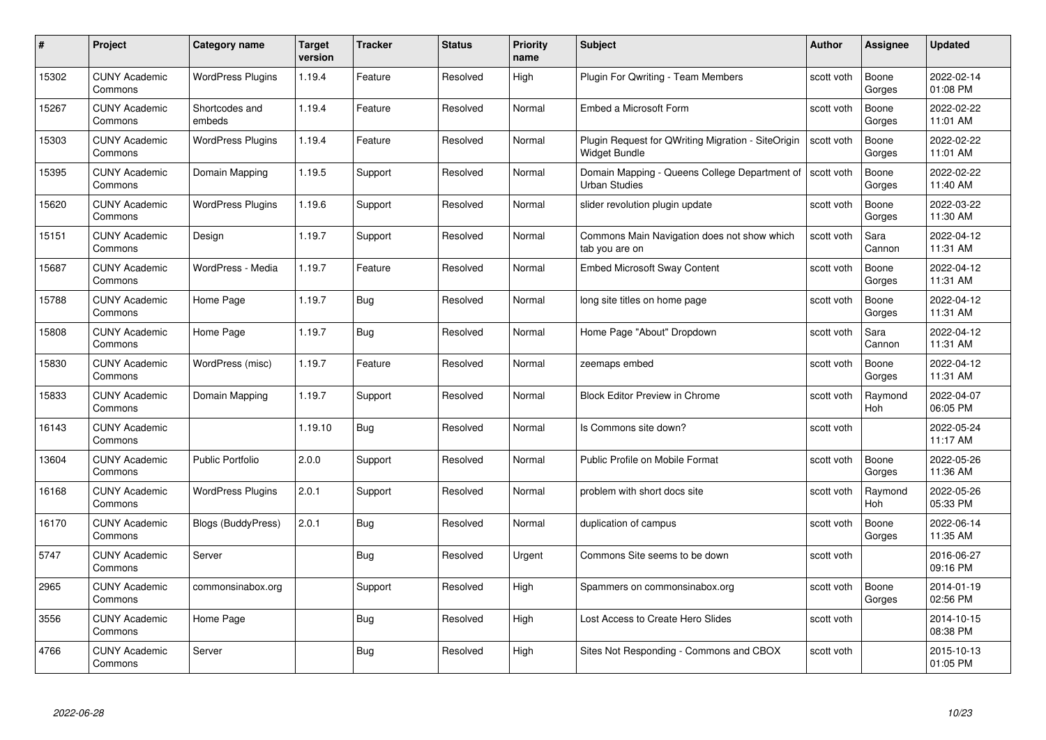| # | Project | Category name | Target version | Tracker | Status | Priority name | Subject | Author | Assignee | Updated |
|---|---|---|---|---|---|---|---|---|---|---|
| 15302 | CUNY Academic Commons | WordPress Plugins | 1.19.4 | Feature | Resolved | High | Plugin For Qwriting - Team Members | scott voth | Boone Gorges | 2022-02-14 01:08 PM |
| 15267 | CUNY Academic Commons | Shortcodes and embeds | 1.19.4 | Feature | Resolved | Normal | Embed a Microsoft Form | scott voth | Boone Gorges | 2022-02-22 11:01 AM |
| 15303 | CUNY Academic Commons | WordPress Plugins | 1.19.4 | Feature | Resolved | Normal | Plugin Request for QWriting Migration - SiteOrigin Widget Bundle | scott voth | Boone Gorges | 2022-02-22 11:01 AM |
| 15395 | CUNY Academic Commons | Domain Mapping | 1.19.5 | Support | Resolved | Normal | Domain Mapping - Queens College Department of Urban Studies | scott voth | Boone Gorges | 2022-02-22 11:40 AM |
| 15620 | CUNY Academic Commons | WordPress Plugins | 1.19.6 | Support | Resolved | Normal | slider revolution plugin update | scott voth | Boone Gorges | 2022-03-22 11:30 AM |
| 15151 | CUNY Academic Commons | Design | 1.19.7 | Support | Resolved | Normal | Commons Main Navigation does not show which tab you are on | scott voth | Sara Cannon | 2022-04-12 11:31 AM |
| 15687 | CUNY Academic Commons | WordPress - Media | 1.19.7 | Feature | Resolved | Normal | Embed Microsoft Sway Content | scott voth | Boone Gorges | 2022-04-12 11:31 AM |
| 15788 | CUNY Academic Commons | Home Page | 1.19.7 | Bug | Resolved | Normal | long site titles on home page | scott voth | Boone Gorges | 2022-04-12 11:31 AM |
| 15808 | CUNY Academic Commons | Home Page | 1.19.7 | Bug | Resolved | Normal | Home Page "About" Dropdown | scott voth | Sara Cannon | 2022-04-12 11:31 AM |
| 15830 | CUNY Academic Commons | WordPress (misc) | 1.19.7 | Feature | Resolved | Normal | zeemaps embed | scott voth | Boone Gorges | 2022-04-12 11:31 AM |
| 15833 | CUNY Academic Commons | Domain Mapping | 1.19.7 | Support | Resolved | Normal | Block Editor Preview in Chrome | scott voth | Raymond Hoh | 2022-04-07 06:05 PM |
| 16143 | CUNY Academic Commons | | 1.19.10 | Bug | Resolved | Normal | Is Commons site down? | scott voth | | 2022-05-24 11:17 AM |
| 13604 | CUNY Academic Commons | Public Portfolio | 2.0.0 | Support | Resolved | Normal | Public Profile on Mobile Format | scott voth | Boone Gorges | 2022-05-26 11:36 AM |
| 16168 | CUNY Academic Commons | WordPress Plugins | 2.0.1 | Support | Resolved | Normal | problem with short docs site | scott voth | Raymond Hoh | 2022-05-26 05:33 PM |
| 16170 | CUNY Academic Commons | Blogs (BuddyPress) | 2.0.1 | Bug | Resolved | Normal | duplication of campus | scott voth | Boone Gorges | 2022-06-14 11:35 AM |
| 5747 | CUNY Academic Commons | Server | | Bug | Resolved | Urgent | Commons Site seems to be down | scott voth | | 2016-06-27 09:16 PM |
| 2965 | CUNY Academic Commons | commonsinabox.org | | Support | Resolved | High | Spammers on commonsinabox.org | scott voth | Boone Gorges | 2014-01-19 02:56 PM |
| 3556 | CUNY Academic Commons | Home Page | | Bug | Resolved | High | Lost Access to Create Hero Slides | scott voth | | 2014-10-15 08:38 PM |
| 4766 | CUNY Academic Commons | Server | | Bug | Resolved | High | Sites Not Responding - Commons and CBOX | scott voth | | 2015-10-13 01:05 PM |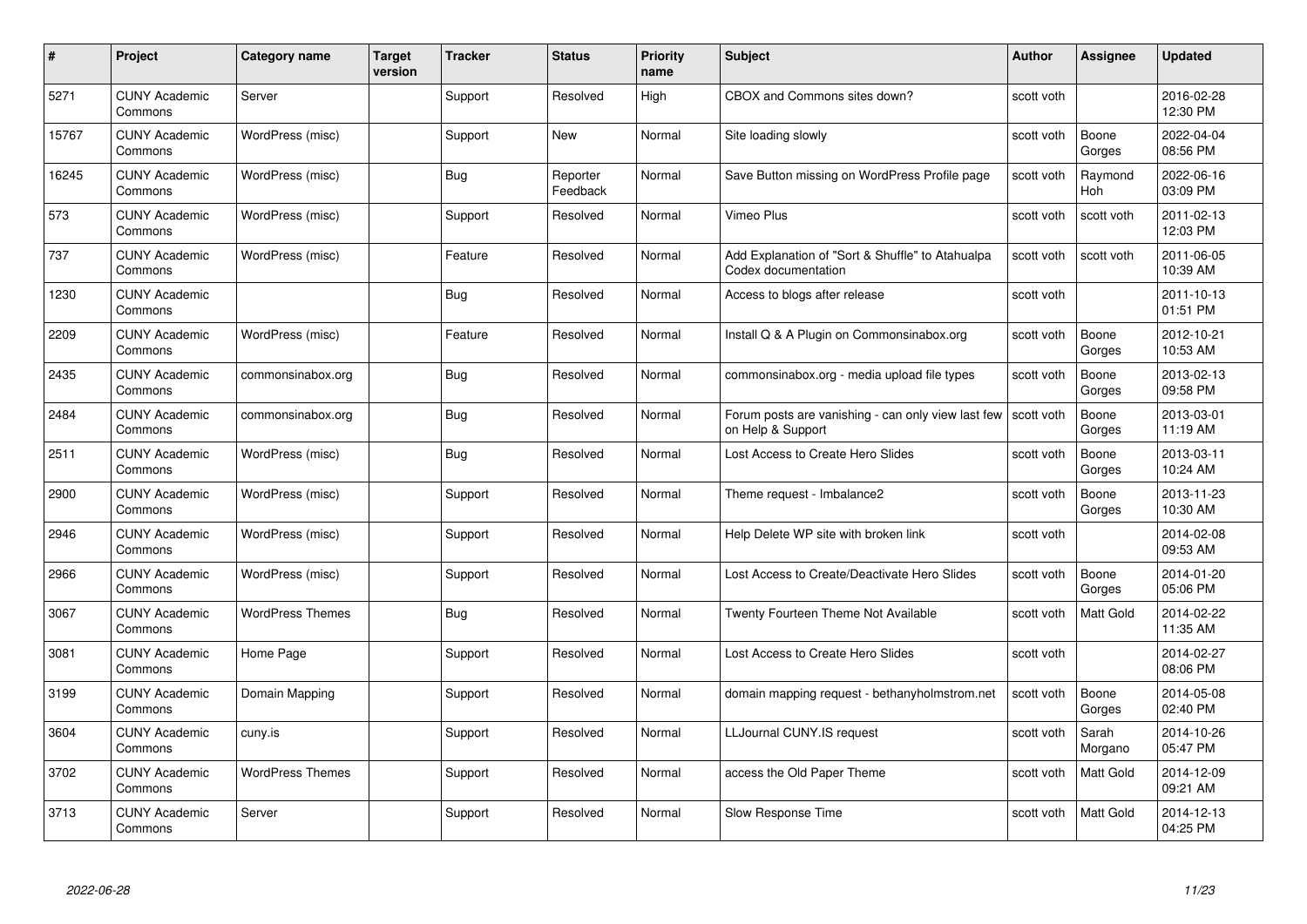| # | Project | Category name | Target version | Tracker | Status | Priority name | Subject | Author | Assignee | Updated |
|---|---|---|---|---|---|---|---|---|---|---|
| 5271 | CUNY Academic Commons | Server | | Support | Resolved | High | CBOX and Commons sites down? | scott voth | | 2016-02-28 12:30 PM |
| 15767 | CUNY Academic Commons | WordPress (misc) | | Support | New | Normal | Site loading slowly | scott voth | Boone Gorges | 2022-04-04 08:56 PM |
| 16245 | CUNY Academic Commons | WordPress (misc) | | Bug | Reporter Feedback | Normal | Save Button missing on WordPress Profile page | scott voth | Raymond Hoh | 2022-06-16 03:09 PM |
| 573 | CUNY Academic Commons | WordPress (misc) | | Support | Resolved | Normal | Vimeo Plus | scott voth | scott voth | 2011-02-13 12:03 PM |
| 737 | CUNY Academic Commons | WordPress (misc) | | Feature | Resolved | Normal | Add Explanation of "Sort & Shuffle" to Atahualpa Codex documentation | scott voth | scott voth | 2011-06-05 10:39 AM |
| 1230 | CUNY Academic Commons | | | Bug | Resolved | Normal | Access to blogs after release | scott voth | | 2011-10-13 01:51 PM |
| 2209 | CUNY Academic Commons | WordPress (misc) | | Feature | Resolved | Normal | Install Q & A Plugin on Commonsinabox.org | scott voth | Boone Gorges | 2012-10-21 10:53 AM |
| 2435 | CUNY Academic Commons | commonsinabox.org | | Bug | Resolved | Normal | commonsinabox.org - media upload file types | scott voth | Boone Gorges | 2013-02-13 09:58 PM |
| 2484 | CUNY Academic Commons | commonsinabox.org | | Bug | Resolved | Normal | Forum posts are vanishing - can only view last few on Help & Support | scott voth | Boone Gorges | 2013-03-01 11:19 AM |
| 2511 | CUNY Academic Commons | WordPress (misc) | | Bug | Resolved | Normal | Lost Access to Create Hero Slides | scott voth | Boone Gorges | 2013-03-11 10:24 AM |
| 2900 | CUNY Academic Commons | WordPress (misc) | | Support | Resolved | Normal | Theme request - Imbalance2 | scott voth | Boone Gorges | 2013-11-23 10:30 AM |
| 2946 | CUNY Academic Commons | WordPress (misc) | | Support | Resolved | Normal | Help Delete WP site with broken link | scott voth | | 2014-02-08 09:53 AM |
| 2966 | CUNY Academic Commons | WordPress (misc) | | Support | Resolved | Normal | Lost Access to Create/Deactivate Hero Slides | scott voth | Boone Gorges | 2014-01-20 05:06 PM |
| 3067 | CUNY Academic Commons | WordPress Themes | | Bug | Resolved | Normal | Twenty Fourteen Theme Not Available | scott voth | Matt Gold | 2014-02-22 11:35 AM |
| 3081 | CUNY Academic Commons | Home Page | | Support | Resolved | Normal | Lost Access to Create Hero Slides | scott voth | | 2014-02-27 08:06 PM |
| 3199 | CUNY Academic Commons | Domain Mapping | | Support | Resolved | Normal | domain mapping request - bethanyholmstrom.net | scott voth | Boone Gorges | 2014-05-08 02:40 PM |
| 3604 | CUNY Academic Commons | cuny.is | | Support | Resolved | Normal | LLJournal CUNY.IS request | scott voth | Sarah Morgano | 2014-10-26 05:47 PM |
| 3702 | CUNY Academic Commons | WordPress Themes | | Support | Resolved | Normal | access the Old Paper Theme | scott voth | Matt Gold | 2014-12-09 09:21 AM |
| 3713 | CUNY Academic Commons | Server | | Support | Resolved | Normal | Slow Response Time | scott voth | Matt Gold | 2014-12-13 04:25 PM |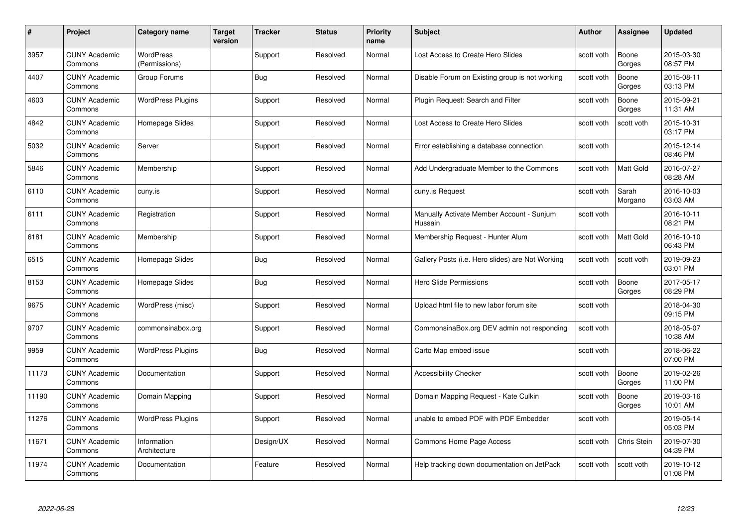| # | Project | Category name | Target version | Tracker | Status | Priority name | Subject | Author | Assignee | Updated |
|---|---|---|---|---|---|---|---|---|---|---|
| 3957 | CUNY Academic Commons | WordPress (Permissions) | | Support | Resolved | Normal | Lost Access to Create Hero Slides | scott voth | Boone Gorges | 2015-03-30 08:57 PM |
| 4407 | CUNY Academic Commons | Group Forums | | Bug | Resolved | Normal | Disable Forum on Existing group is not working | scott voth | Boone Gorges | 2015-08-11 03:13 PM |
| 4603 | CUNY Academic Commons | WordPress Plugins | | Support | Resolved | Normal | Plugin Request: Search and Filter | scott voth | Boone Gorges | 2015-09-21 11:31 AM |
| 4842 | CUNY Academic Commons | Homepage Slides | | Support | Resolved | Normal | Lost Access to Create Hero Slides | scott voth | scott voth | 2015-10-31 03:17 PM |
| 5032 | CUNY Academic Commons | Server | | Support | Resolved | Normal | Error establishing a database connection | scott voth | | 2015-12-14 08:46 PM |
| 5846 | CUNY Academic Commons | Membership | | Support | Resolved | Normal | Add Undergraduate Member to the Commons | scott voth | Matt Gold | 2016-07-27 08:28 AM |
| 6110 | CUNY Academic Commons | cuny.is | | Support | Resolved | Normal | cuny.is Request | scott voth | Sarah Morgano | 2016-10-03 03:03 AM |
| 6111 | CUNY Academic Commons | Registration | | Support | Resolved | Normal | Manually Activate Member Account - Sunjum Hussain | scott voth | | 2016-10-11 08:21 PM |
| 6181 | CUNY Academic Commons | Membership | | Support | Resolved | Normal | Membership Request - Hunter Alum | scott voth | Matt Gold | 2016-10-10 06:43 PM |
| 6515 | CUNY Academic Commons | Homepage Slides | | Bug | Resolved | Normal | Gallery Posts (i.e. Hero slides) are Not Working | scott voth | scott voth | 2019-09-23 03:01 PM |
| 8153 | CUNY Academic Commons | Homepage Slides | | Bug | Resolved | Normal | Hero Slide Permissions | scott voth | Boone Gorges | 2017-05-17 08:29 PM |
| 9675 | CUNY Academic Commons | WordPress (misc) | | Support | Resolved | Normal | Upload html file to new labor forum site | scott voth | | 2018-04-30 09:15 PM |
| 9707 | CUNY Academic Commons | commonsinabox.org | | Support | Resolved | Normal | CommonsinaBox.org DEV admin not responding | scott voth | | 2018-05-07 10:38 AM |
| 9959 | CUNY Academic Commons | WordPress Plugins | | Bug | Resolved | Normal | Carto Map embed issue | scott voth | | 2018-06-22 07:00 PM |
| 11173 | CUNY Academic Commons | Documentation | | Support | Resolved | Normal | Accessibility Checker | scott voth | Boone Gorges | 2019-02-26 11:00 PM |
| 11190 | CUNY Academic Commons | Domain Mapping | | Support | Resolved | Normal | Domain Mapping Request - Kate Culkin | scott voth | Boone Gorges | 2019-03-16 10:01 AM |
| 11276 | CUNY Academic Commons | WordPress Plugins | | Support | Resolved | Normal | unable to embed PDF with PDF Embedder | scott voth | | 2019-05-14 05:03 PM |
| 11671 | CUNY Academic Commons | Information Architecture | | Design/UX | Resolved | Normal | Commons Home Page Access | scott voth | Chris Stein | 2019-07-30 04:39 PM |
| 11974 | CUNY Academic Commons | Documentation | | Feature | Resolved | Normal | Help tracking down documentation on JetPack | scott voth | scott voth | 2019-10-12 01:08 PM |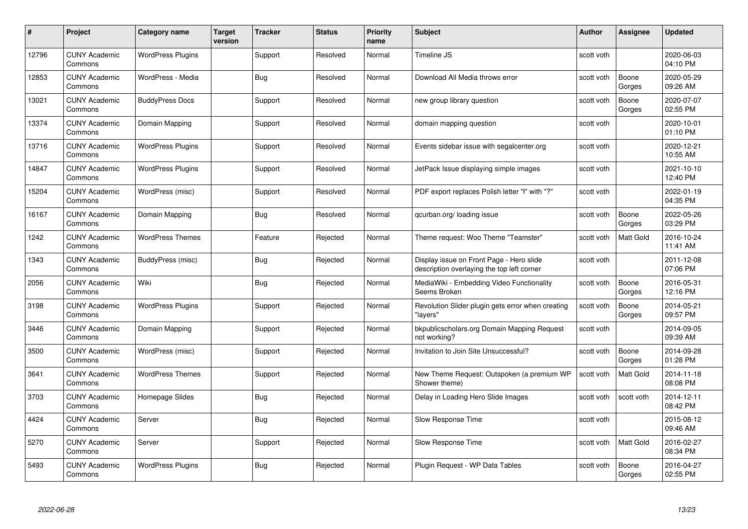| # | Project | Category name | Target version | Tracker | Status | Priority name | Subject | Author | Assignee | Updated |
|---|---|---|---|---|---|---|---|---|---|---|
| 12796 | CUNY Academic Commons | WordPress Plugins | | Support | Resolved | Normal | Timeline JS | scott voth | | 2020-06-03 04:10 PM |
| 12853 | CUNY Academic Commons | WordPress - Media | | Bug | Resolved | Normal | Download All Media throws error | scott voth | Boone Gorges | 2020-05-29 09:26 AM |
| 13021 | CUNY Academic Commons | BuddyPress Docs | | Support | Resolved | Normal | new group library question | scott voth | Boone Gorges | 2020-07-07 02:55 PM |
| 13374 | CUNY Academic Commons | Domain Mapping | | Support | Resolved | Normal | domain mapping question | scott voth | | 2020-10-01 01:10 PM |
| 13716 | CUNY Academic Commons | WordPress Plugins | | Support | Resolved | Normal | Events sidebar issue with segalcenter.org | scott voth | | 2020-12-21 10:55 AM |
| 14847 | CUNY Academic Commons | WordPress Plugins | | Support | Resolved | Normal | JetPack Issue displaying simple images | scott voth | | 2021-10-10 12:40 PM |
| 15204 | CUNY Academic Commons | WordPress (misc) | | Support | Resolved | Normal | PDF export replaces Polish letter "ł" with "?" | scott voth | | 2022-01-19 04:35 PM |
| 16167 | CUNY Academic Commons | Domain Mapping | | Bug | Resolved | Normal | qcurban.org/ loading issue | scott voth | Boone Gorges | 2022-05-26 03:29 PM |
| 1242 | CUNY Academic Commons | WordPress Themes | | Feature | Rejected | Normal | Theme request: Woo Theme "Teamster" | scott voth | Matt Gold | 2016-10-24 11:41 AM |
| 1343 | CUNY Academic Commons | BuddyPress (misc) | | Bug | Rejected | Normal | Display issue on Front Page - Hero slide description overlaying the top left corner | scott voth | | 2011-12-08 07:06 PM |
| 2056 | CUNY Academic Commons | Wiki | | Bug | Rejected | Normal | MediaWiki - Embedding Video Functionality Seems Broken | scott voth | Boone Gorges | 2016-05-31 12:16 PM |
| 3198 | CUNY Academic Commons | WordPress Plugins | | Support | Rejected | Normal | Revolution Slider plugin gets error when creating "layers" | scott voth | Boone Gorges | 2014-05-21 09:57 PM |
| 3446 | CUNY Academic Commons | Domain Mapping | | Support | Rejected | Normal | bkpublicscholars.org Domain Mapping Request not working? | scott voth | | 2014-09-05 09:39 AM |
| 3500 | CUNY Academic Commons | WordPress (misc) | | Support | Rejected | Normal | Invitation to Join Site Unsuccessful? | scott voth | Boone Gorges | 2014-09-28 01:28 PM |
| 3641 | CUNY Academic Commons | WordPress Themes | | Support | Rejected | Normal | New Theme Request: Outspoken (a premium WP Shower theme) | scott voth | Matt Gold | 2014-11-18 08:08 PM |
| 3703 | CUNY Academic Commons | Homepage Slides | | Bug | Rejected | Normal | Delay in Loading Hero Slide Images | scott voth | scott voth | 2014-12-11 08:42 PM |
| 4424 | CUNY Academic Commons | Server | | Bug | Rejected | Normal | Slow Response Time | scott voth | | 2015-08-12 09:46 AM |
| 5270 | CUNY Academic Commons | Server | | Support | Rejected | Normal | Slow Response Time | scott voth | Matt Gold | 2016-02-27 08:34 PM |
| 5493 | CUNY Academic Commons | WordPress Plugins | | Bug | Rejected | Normal | Plugin Request - WP Data Tables | scott voth | Boone Gorges | 2016-04-27 02:55 PM |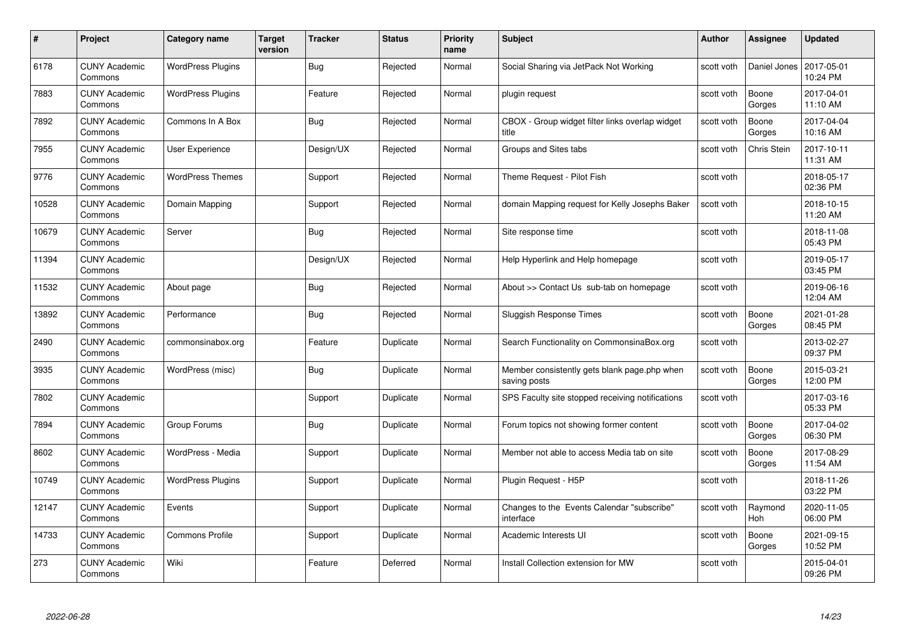| # | Project | Category name | Target version | Tracker | Status | Priority name | Subject | Author | Assignee | Updated |
|---|---|---|---|---|---|---|---|---|---|---|
| 6178 | CUNY Academic Commons | WordPress Plugins | | Bug | Rejected | Normal | Social Sharing via JetPack Not Working | scott voth | Daniel Jones | 2017-05-01 10:24 PM |
| 7883 | CUNY Academic Commons | WordPress Plugins | | Feature | Rejected | Normal | plugin request | scott voth | Boone Gorges | 2017-04-01 11:10 AM |
| 7892 | CUNY Academic Commons | Commons In A Box | | Bug | Rejected | Normal | CBOX - Group widget filter links overlap widget title | scott voth | Boone Gorges | 2017-04-04 10:16 AM |
| 7955 | CUNY Academic Commons | User Experience | | Design/UX | Rejected | Normal | Groups and Sites tabs | scott voth | Chris Stein | 2017-10-11 11:31 AM |
| 9776 | CUNY Academic Commons | WordPress Themes | | Support | Rejected | Normal | Theme Request - Pilot Fish | scott voth | | 2018-05-17 02:36 PM |
| 10528 | CUNY Academic Commons | Domain Mapping | | Support | Rejected | Normal | domain Mapping request for Kelly Josephs Baker | scott voth | | 2018-10-15 11:20 AM |
| 10679 | CUNY Academic Commons | Server | | Bug | Rejected | Normal | Site response time | scott voth | | 2018-11-08 05:43 PM |
| 11394 | CUNY Academic Commons | | | Design/UX | Rejected | Normal | Help Hyperlink and Help homepage | scott voth | | 2019-05-17 03:45 PM |
| 11532 | CUNY Academic Commons | About page | | Bug | Rejected | Normal | About >> Contact Us sub-tab on homepage | scott voth | | 2019-06-16 12:04 AM |
| 13892 | CUNY Academic Commons | Performance | | Bug | Rejected | Normal | Sluggish Response Times | scott voth | Boone Gorges | 2021-01-28 08:45 PM |
| 2490 | CUNY Academic Commons | commonsinabox.org | | Feature | Duplicate | Normal | Search Functionality on CommonsinaBox.org | scott voth | | 2013-02-27 09:37 PM |
| 3935 | CUNY Academic Commons | WordPress (misc) | | Bug | Duplicate | Normal | Member consistently gets blank page.php when saving posts | scott voth | Boone Gorges | 2015-03-21 12:00 PM |
| 7802 | CUNY Academic Commons | | | Support | Duplicate | Normal | SPS Faculty site stopped receiving notifications | scott voth | | 2017-03-16 05:33 PM |
| 7894 | CUNY Academic Commons | Group Forums | | Bug | Duplicate | Normal | Forum topics not showing former content | scott voth | Boone Gorges | 2017-04-02 06:30 PM |
| 8602 | CUNY Academic Commons | WordPress - Media | | Support | Duplicate | Normal | Member not able to access Media tab on site | scott voth | Boone Gorges | 2017-08-29 11:54 AM |
| 10749 | CUNY Academic Commons | WordPress Plugins | | Support | Duplicate | Normal | Plugin Request - H5P | scott voth | | 2018-11-26 03:22 PM |
| 12147 | CUNY Academic Commons | Events | | Support | Duplicate | Normal | Changes to the Events Calendar "subscribe" interface | scott voth | Raymond Hoh | 2020-11-05 06:00 PM |
| 14733 | CUNY Academic Commons | Commons Profile | | Support | Duplicate | Normal | Academic Interests UI | scott voth | Boone Gorges | 2021-09-15 10:52 PM |
| 273 | CUNY Academic Commons | Wiki | | Feature | Deferred | Normal | Install Collection extension for MW | scott voth | | 2015-04-01 09:26 PM |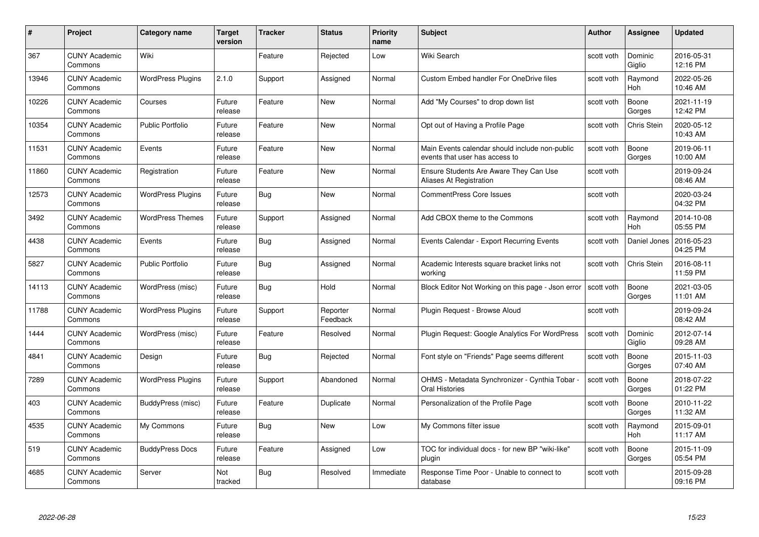| # | Project | Category name | Target version | Tracker | Status | Priority name | Subject | Author | Assignee | Updated |
|---|---|---|---|---|---|---|---|---|---|---|
| 367 | CUNY Academic Commons | Wiki | | Feature | Rejected | Low | Wiki Search | scott voth | Dominic Giglio | 2016-05-31 12:16 PM |
| 13946 | CUNY Academic Commons | WordPress Plugins | 2.1.0 | Support | Assigned | Normal | Custom Embed handler For OneDrive files | scott voth | Raymond Hoh | 2022-05-26 10:46 AM |
| 10226 | CUNY Academic Commons | Courses | Future release | Feature | New | Normal | Add "My Courses" to drop down list | scott voth | Boone Gorges | 2021-11-19 12:42 PM |
| 10354 | CUNY Academic Commons | Public Portfolio | Future release | Feature | New | Normal | Opt out of Having a Profile Page | scott voth | Chris Stein | 2020-05-12 10:43 AM |
| 11531 | CUNY Academic Commons | Events | Future release | Feature | New | Normal | Main Events calendar should include non-public events that user has access to | scott voth | Boone Gorges | 2019-06-11 10:00 AM |
| 11860 | CUNY Academic Commons | Registration | Future release | Feature | New | Normal | Ensure Students Are Aware They Can Use Aliases At Registration | scott voth | | 2019-09-24 08:46 AM |
| 12573 | CUNY Academic Commons | WordPress Plugins | Future release | Bug | New | Normal | CommentPress Core Issues | scott voth | | 2020-03-24 04:32 PM |
| 3492 | CUNY Academic Commons | WordPress Themes | Future release | Support | Assigned | Normal | Add CBOX theme to the Commons | scott voth | Raymond Hoh | 2014-10-08 05:55 PM |
| 4438 | CUNY Academic Commons | Events | Future release | Bug | Assigned | Normal | Events Calendar - Export Recurring Events | scott voth | Daniel Jones | 2016-05-23 04:25 PM |
| 5827 | CUNY Academic Commons | Public Portfolio | Future release | Bug | Assigned | Normal | Academic Interests square bracket links not working | scott voth | Chris Stein | 2016-08-11 11:59 PM |
| 14113 | CUNY Academic Commons | WordPress (misc) | Future release | Bug | Hold | Normal | Block Editor Not Working on this page - Json error | scott voth | Boone Gorges | 2021-03-05 11:01 AM |
| 11788 | CUNY Academic Commons | WordPress Plugins | Future release | Support | Reporter Feedback | Normal | Plugin Request - Browse Aloud | scott voth | | 2019-09-24 08:42 AM |
| 1444 | CUNY Academic Commons | WordPress (misc) | Future release | Feature | Resolved | Normal | Plugin Request: Google Analytics For WordPress | scott voth | Dominic Giglio | 2012-07-14 09:28 AM |
| 4841 | CUNY Academic Commons | Design | Future release | Bug | Rejected | Normal | Font style on "Friends" Page seems different | scott voth | Boone Gorges | 2015-11-03 07:40 AM |
| 7289 | CUNY Academic Commons | WordPress Plugins | Future release | Support | Abandoned | Normal | OHMS - Metadata Synchronizer - Cynthia Tobar - Oral Histories | scott voth | Boone Gorges | 2018-07-22 01:22 PM |
| 403 | CUNY Academic Commons | BuddyPress (misc) | Future release | Feature | Duplicate | Normal | Personalization of the Profile Page | scott voth | Boone Gorges | 2010-11-22 11:32 AM |
| 4535 | CUNY Academic Commons | My Commons | Future release | Bug | New | Low | My Commons filter issue | scott voth | Raymond Hoh | 2015-09-01 11:17 AM |
| 519 | CUNY Academic Commons | BuddyPress Docs | Future release | Feature | Assigned | Low | TOC for individual docs - for new BP "wiki-like" plugin | scott voth | Boone Gorges | 2015-11-09 05:54 PM |
| 4685 | CUNY Academic Commons | Server | Not tracked | Bug | Resolved | Immediate | Response Time Poor - Unable to connect to database | scott voth | | 2015-09-28 09:16 PM |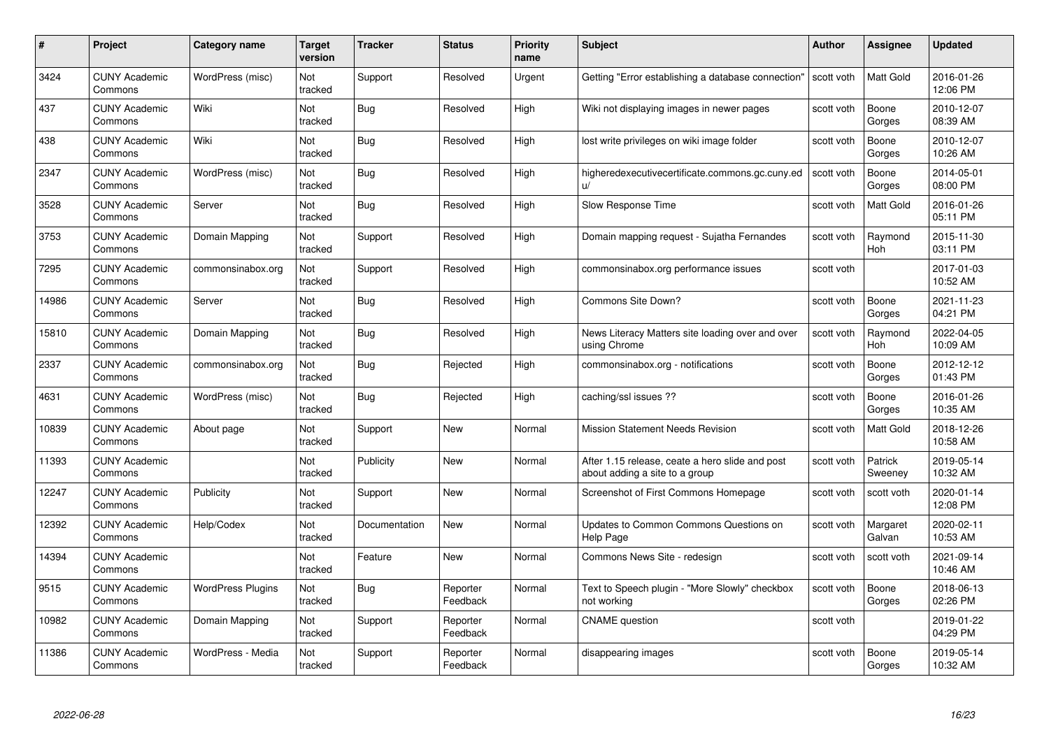| # | Project | Category name | Target version | Tracker | Status | Priority name | Subject | Author | Assignee | Updated |
|---|---|---|---|---|---|---|---|---|---|---|
| 3424 | CUNY Academic Commons | WordPress (misc) | Not tracked | Support | Resolved | Urgent | Getting "Error establishing a database connection" | scott voth | Matt Gold | 2016-01-26 12:06 PM |
| 437 | CUNY Academic Commons | Wiki | Not tracked | Bug | Resolved | High | Wiki not displaying images in newer pages | scott voth | Boone Gorges | 2010-12-07 08:39 AM |
| 438 | CUNY Academic Commons | Wiki | Not tracked | Bug | Resolved | High | lost write privileges on wiki image folder | scott voth | Boone Gorges | 2010-12-07 10:26 AM |
| 2347 | CUNY Academic Commons | WordPress (misc) | Not tracked | Bug | Resolved | High | higheredexecutivecertificate.commons.gc.cuny.edu/ | scott voth | Boone Gorges | 2014-05-01 08:00 PM |
| 3528 | CUNY Academic Commons | Server | Not tracked | Bug | Resolved | High | Slow Response Time | scott voth | Matt Gold | 2016-01-26 05:11 PM |
| 3753 | CUNY Academic Commons | Domain Mapping | Not tracked | Support | Resolved | High | Domain mapping request - Sujatha Fernandes | scott voth | Raymond Hoh | 2015-11-30 03:11 PM |
| 7295 | CUNY Academic Commons | commonsinabox.org | Not tracked | Support | Resolved | High | commonsinabox.org performance issues | scott voth | | 2017-01-03 10:52 AM |
| 14986 | CUNY Academic Commons | Server | Not tracked | Bug | Resolved | High | Commons Site Down? | scott voth | Boone Gorges | 2021-11-23 04:21 PM |
| 15810 | CUNY Academic Commons | Domain Mapping | Not tracked | Bug | Resolved | High | News Literacy Matters site loading over and over using Chrome | scott voth | Raymond Hoh | 2022-04-05 10:09 AM |
| 2337 | CUNY Academic Commons | commonsinabox.org | Not tracked | Bug | Rejected | High | commonsinabox.org - notifications | scott voth | Boone Gorges | 2012-12-12 01:43 PM |
| 4631 | CUNY Academic Commons | WordPress (misc) | Not tracked | Bug | Rejected | High | caching/ssl issues ?? | scott voth | Boone Gorges | 2016-01-26 10:35 AM |
| 10839 | CUNY Academic Commons | About page | Not tracked | Support | New | Normal | Mission Statement Needs Revision | scott voth | Matt Gold | 2018-12-26 10:58 AM |
| 11393 | CUNY Academic Commons | | Not tracked | Publicity | New | Normal | After 1.15 release, ceate a hero slide and post about adding a site to a group | scott voth | Patrick Sweeney | 2019-05-14 10:32 AM |
| 12247 | CUNY Academic Commons | Publicity | Not tracked | Support | New | Normal | Screenshot of First Commons Homepage | scott voth | scott voth | 2020-01-14 12:08 PM |
| 12392 | CUNY Academic Commons | Help/Codex | Not tracked | Documentation | New | Normal | Updates to Common Commons Questions on Help Page | scott voth | Margaret Galvan | 2020-02-11 10:53 AM |
| 14394 | CUNY Academic Commons | | Not tracked | Feature | New | Normal | Commons News Site - redesign | scott voth | scott voth | 2021-09-14 10:46 AM |
| 9515 | CUNY Academic Commons | WordPress Plugins | Not tracked | Bug | Reporter Feedback | Normal | Text to Speech plugin - "More Slowly" checkbox not working | scott voth | Boone Gorges | 2018-06-13 02:26 PM |
| 10982 | CUNY Academic Commons | Domain Mapping | Not tracked | Support | Reporter Feedback | Normal | CNAME question | scott voth | | 2019-01-22 04:29 PM |
| 11386 | CUNY Academic Commons | WordPress - Media | Not tracked | Support | Reporter Feedback | Normal | disappearing images | scott voth | Boone Gorges | 2019-05-14 10:32 AM |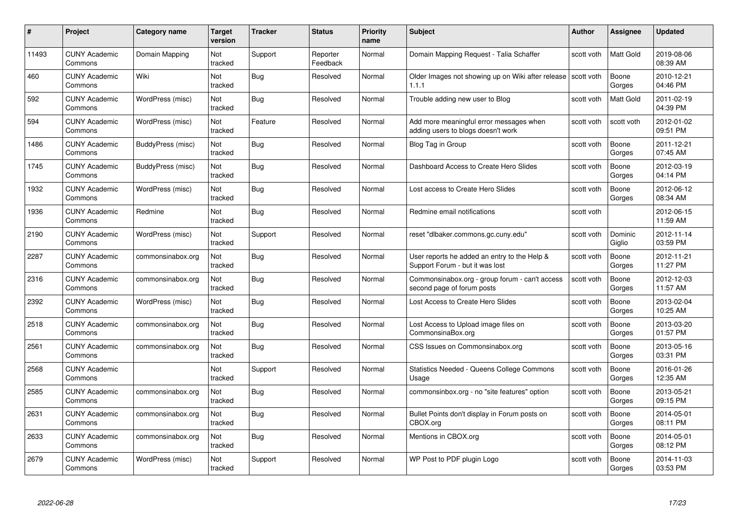| # | Project | Category name | Target version | Tracker | Status | Priority name | Subject | Author | Assignee | Updated |
|---|---|---|---|---|---|---|---|---|---|---|
| 11493 | CUNY Academic Commons | Domain Mapping | Not tracked | Support | Reporter Feedback | Normal | Domain Mapping Request - Talia Schaffer | scott voth | Matt Gold | 2019-08-06 08:39 AM |
| 460 | CUNY Academic Commons | Wiki | Not tracked | Bug | Resolved | Normal | Older Images not showing up on Wiki after release 1.1.1 | scott voth | Boone Gorges | 2010-12-21 04:46 PM |
| 592 | CUNY Academic Commons | WordPress (misc) | Not tracked | Bug | Resolved | Normal | Trouble adding new user to Blog | scott voth | Matt Gold | 2011-02-19 04:39 PM |
| 594 | CUNY Academic Commons | WordPress (misc) | Not tracked | Feature | Resolved | Normal | Add more meaningful error messages when adding users to blogs doesn't work | scott voth | scott voth | 2012-01-02 09:51 PM |
| 1486 | CUNY Academic Commons | BuddyPress (misc) | Not tracked | Bug | Resolved | Normal | Blog Tag in Group | scott voth | Boone Gorges | 2011-12-21 07:45 AM |
| 1745 | CUNY Academic Commons | BuddyPress (misc) | Not tracked | Bug | Resolved | Normal | Dashboard Access to Create Hero Slides | scott voth | Boone Gorges | 2012-03-19 04:14 PM |
| 1932 | CUNY Academic Commons | WordPress (misc) | Not tracked | Bug | Resolved | Normal | Lost access to Create Hero Slides | scott voth | Boone Gorges | 2012-06-12 08:34 AM |
| 1936 | CUNY Academic Commons | Redmine | Not tracked | Bug | Resolved | Normal | Redmine email notifications | scott voth | | 2012-06-15 11:59 AM |
| 2190 | CUNY Academic Commons | WordPress (misc) | Not tracked | Support | Resolved | Normal | reset "dlbaker.commons.gc.cuny.edu" | scott voth | Dominic Giglio | 2012-11-14 03:59 PM |
| 2287 | CUNY Academic Commons | commonsinabox.org | Not tracked | Bug | Resolved | Normal | User reports he added an entry to the Help & Support Forum - but it was lost | scott voth | Boone Gorges | 2012-11-21 11:27 PM |
| 2316 | CUNY Academic Commons | commonsinabox.org | Not tracked | Bug | Resolved | Normal | Commonsinabox.org - group forum - can't access second page of forum posts | scott voth | Boone Gorges | 2012-12-03 11:57 AM |
| 2392 | CUNY Academic Commons | WordPress (misc) | Not tracked | Bug | Resolved | Normal | Lost Access to Create Hero Slides | scott voth | Boone Gorges | 2013-02-04 10:25 AM |
| 2518 | CUNY Academic Commons | commonsinabox.org | Not tracked | Bug | Resolved | Normal | Lost Access to Upload image files on CommonsinaBox.org | scott voth | Boone Gorges | 2013-03-20 01:57 PM |
| 2561 | CUNY Academic Commons | commonsinabox.org | Not tracked | Bug | Resolved | Normal | CSS Issues on Commonsinabox.org | scott voth | Boone Gorges | 2013-05-16 03:31 PM |
| 2568 | CUNY Academic Commons | | Not tracked | Support | Resolved | Normal | Statistics Needed - Queens College Commons Usage | scott voth | Boone Gorges | 2016-01-26 12:35 AM |
| 2585 | CUNY Academic Commons | commonsinabox.org | Not tracked | Bug | Resolved | Normal | commonsinbox.org - no "site features" option | scott voth | Boone Gorges | 2013-05-21 09:15 PM |
| 2631 | CUNY Academic Commons | commonsinabox.org | Not tracked | Bug | Resolved | Normal | Bullet Points don't display in Forum posts on CBOX.org | scott voth | Boone Gorges | 2014-05-01 08:11 PM |
| 2633 | CUNY Academic Commons | commonsinabox.org | Not tracked | Bug | Resolved | Normal | Mentions in CBOX.org | scott voth | Boone Gorges | 2014-05-01 08:12 PM |
| 2679 | CUNY Academic Commons | WordPress (misc) | Not tracked | Support | Resolved | Normal | WP Post to PDF plugin Logo | scott voth | Boone Gorges | 2014-11-03 03:53 PM |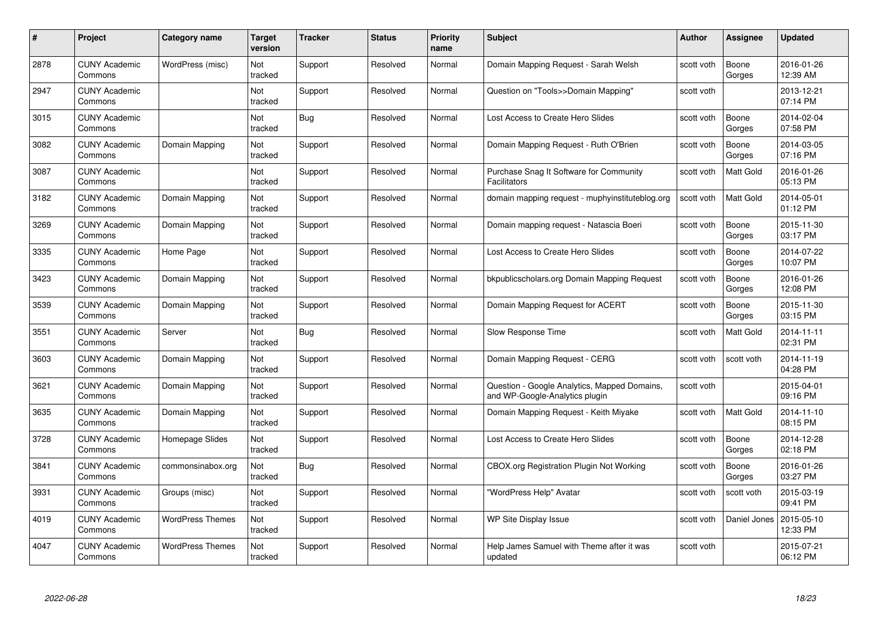| # | Project | Category name | Target version | Tracker | Status | Priority name | Subject | Author | Assignee | Updated |
|---|---|---|---|---|---|---|---|---|---|---|
| 2878 | CUNY Academic Commons | WordPress (misc) | Not tracked | Support | Resolved | Normal | Domain Mapping Request - Sarah Welsh | scott voth | Boone Gorges | 2016-01-26 12:39 AM |
| 2947 | CUNY Academic Commons | | Not tracked | Support | Resolved | Normal | Question on "Tools>>Domain Mapping" | scott voth | | 2013-12-21 07:14 PM |
| 3015 | CUNY Academic Commons | | Not tracked | Bug | Resolved | Normal | Lost Access to Create Hero Slides | scott voth | Boone Gorges | 2014-02-04 07:58 PM |
| 3082 | CUNY Academic Commons | Domain Mapping | Not tracked | Support | Resolved | Normal | Domain Mapping Request - Ruth O'Brien | scott voth | Boone Gorges | 2014-03-05 07:16 PM |
| 3087 | CUNY Academic Commons | | Not tracked | Support | Resolved | Normal | Purchase Snag It Software for Community Facilitators | scott voth | Matt Gold | 2016-01-26 05:13 PM |
| 3182 | CUNY Academic Commons | Domain Mapping | Not tracked | Support | Resolved | Normal | domain mapping request - muphyinstituteblog.org | scott voth | Matt Gold | 2014-05-01 01:12 PM |
| 3269 | CUNY Academic Commons | Domain Mapping | Not tracked | Support | Resolved | Normal | Domain mapping request - Natascia Boeri | scott voth | Boone Gorges | 2015-11-30 03:17 PM |
| 3335 | CUNY Academic Commons | Home Page | Not tracked | Support | Resolved | Normal | Lost Access to Create Hero Slides | scott voth | Boone Gorges | 2014-07-22 10:07 PM |
| 3423 | CUNY Academic Commons | Domain Mapping | Not tracked | Support | Resolved | Normal | bkpublicscholars.org Domain Mapping Request | scott voth | Boone Gorges | 2016-01-26 12:08 PM |
| 3539 | CUNY Academic Commons | Domain Mapping | Not tracked | Support | Resolved | Normal | Domain Mapping Request for ACERT | scott voth | Boone Gorges | 2015-11-30 03:15 PM |
| 3551 | CUNY Academic Commons | Server | Not tracked | Bug | Resolved | Normal | Slow Response Time | scott voth | Matt Gold | 2014-11-11 02:31 PM |
| 3603 | CUNY Academic Commons | Domain Mapping | Not tracked | Support | Resolved | Normal | Domain Mapping Request - CERG | scott voth | scott voth | 2014-11-19 04:28 PM |
| 3621 | CUNY Academic Commons | Domain Mapping | Not tracked | Support | Resolved | Normal | Question - Google Analytics, Mapped Domains, and WP-Google-Analytics plugin | scott voth | | 2015-04-01 09:16 PM |
| 3635 | CUNY Academic Commons | Domain Mapping | Not tracked | Support | Resolved | Normal | Domain Mapping Request - Keith Miyake | scott voth | Matt Gold | 2014-11-10 08:15 PM |
| 3728 | CUNY Academic Commons | Homepage Slides | Not tracked | Support | Resolved | Normal | Lost Access to Create Hero Slides | scott voth | Boone Gorges | 2014-12-28 02:18 PM |
| 3841 | CUNY Academic Commons | commonsinabox.org | Not tracked | Bug | Resolved | Normal | CBOX.org Registration Plugin Not Working | scott voth | Boone Gorges | 2016-01-26 03:27 PM |
| 3931 | CUNY Academic Commons | Groups (misc) | Not tracked | Support | Resolved | Normal | "WordPress Help" Avatar | scott voth | scott voth | 2015-03-19 09:41 PM |
| 4019 | CUNY Academic Commons | WordPress Themes | Not tracked | Support | Resolved | Normal | WP Site Display Issue | scott voth | Daniel Jones | 2015-05-10 12:33 PM |
| 4047 | CUNY Academic Commons | WordPress Themes | Not tracked | Support | Resolved | Normal | Help James Samuel with Theme after it was updated | scott voth | | 2015-07-21 06:12 PM |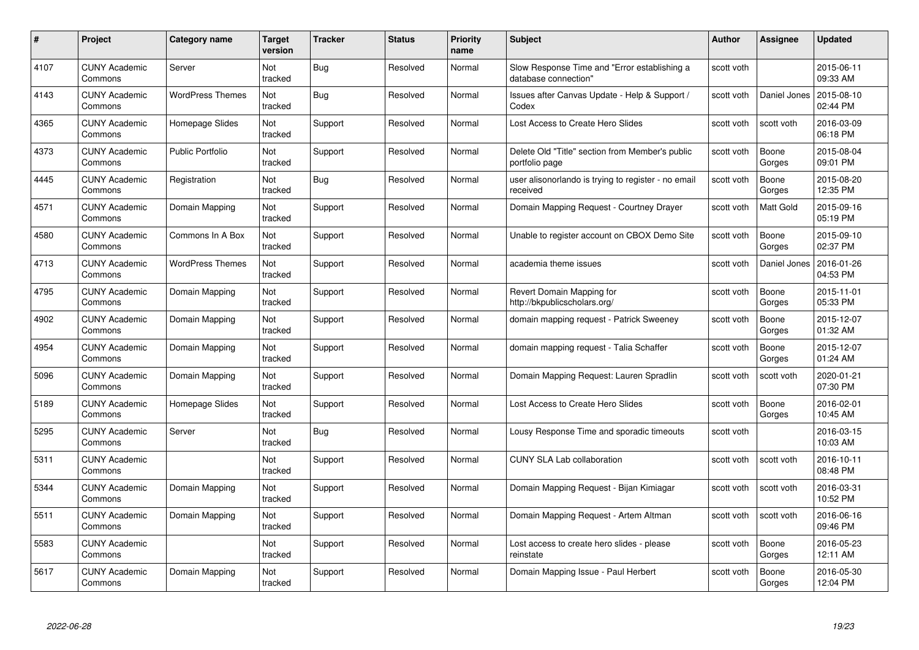| # | Project | Category name | Target version | Tracker | Status | Priority name | Subject | Author | Assignee | Updated |
|---|---|---|---|---|---|---|---|---|---|---|
| 4107 | CUNY Academic Commons | Server | Not tracked | Bug | Resolved | Normal | Slow Response Time and "Error establishing a database connection" | scott voth | | 2015-06-11 09:33 AM |
| 4143 | CUNY Academic Commons | WordPress Themes | Not tracked | Bug | Resolved | Normal | Issues after Canvas Update - Help & Support / Codex | scott voth | Daniel Jones | 2015-08-10 02:44 PM |
| 4365 | CUNY Academic Commons | Homepage Slides | Not tracked | Support | Resolved | Normal | Lost Access to Create Hero Slides | scott voth | scott voth | 2016-03-09 06:18 PM |
| 4373 | CUNY Academic Commons | Public Portfolio | Not tracked | Support | Resolved | Normal | Delete Old "Title" section from Member's public portfolio page | scott voth | Boone Gorges | 2015-08-04 09:01 PM |
| 4445 | CUNY Academic Commons | Registration | Not tracked | Bug | Resolved | Normal | user alisonorlando is trying to register - no email received | scott voth | Boone Gorges | 2015-08-20 12:35 PM |
| 4571 | CUNY Academic Commons | Domain Mapping | Not tracked | Support | Resolved | Normal | Domain Mapping Request - Courtney Drayer | scott voth | Matt Gold | 2015-09-16 05:19 PM |
| 4580 | CUNY Academic Commons | Commons In A Box | Not tracked | Support | Resolved | Normal | Unable to register account on CBOX Demo Site | scott voth | Boone Gorges | 2015-09-10 02:37 PM |
| 4713 | CUNY Academic Commons | WordPress Themes | Not tracked | Support | Resolved | Normal | academia theme issues | scott voth | Daniel Jones | 2016-01-26 04:53 PM |
| 4795 | CUNY Academic Commons | Domain Mapping | Not tracked | Support | Resolved | Normal | Revert Domain Mapping for http://bkpublicscholars.org/ | scott voth | Boone Gorges | 2015-11-01 05:33 PM |
| 4902 | CUNY Academic Commons | Domain Mapping | Not tracked | Support | Resolved | Normal | domain mapping request - Patrick Sweeney | scott voth | Boone Gorges | 2015-12-07 01:32 AM |
| 4954 | CUNY Academic Commons | Domain Mapping | Not tracked | Support | Resolved | Normal | domain mapping request - Talia Schaffer | scott voth | Boone Gorges | 2015-12-07 01:24 AM |
| 5096 | CUNY Academic Commons | Domain Mapping | Not tracked | Support | Resolved | Normal | Domain Mapping Request: Lauren Spradlin | scott voth | scott voth | 2020-01-21 07:30 PM |
| 5189 | CUNY Academic Commons | Homepage Slides | Not tracked | Support | Resolved | Normal | Lost Access to Create Hero Slides | scott voth | Boone Gorges | 2016-02-01 10:45 AM |
| 5295 | CUNY Academic Commons | Server | Not tracked | Bug | Resolved | Normal | Lousy Response Time and sporadic timeouts | scott voth | | 2016-03-15 10:03 AM |
| 5311 | CUNY Academic Commons | | Not tracked | Support | Resolved | Normal | CUNY SLA Lab collaboration | scott voth | scott voth | 2016-10-11 08:48 PM |
| 5344 | CUNY Academic Commons | Domain Mapping | Not tracked | Support | Resolved | Normal | Domain Mapping Request - Bijan Kimiagar | scott voth | scott voth | 2016-03-31 10:52 PM |
| 5511 | CUNY Academic Commons | Domain Mapping | Not tracked | Support | Resolved | Normal | Domain Mapping Request - Artem Altman | scott voth | scott voth | 2016-06-16 09:46 PM |
| 5583 | CUNY Academic Commons | | Not tracked | Support | Resolved | Normal | Lost access to create hero slides - please reinstate | scott voth | Boone Gorges | 2016-05-23 12:11 AM |
| 5617 | CUNY Academic Commons | Domain Mapping | Not tracked | Support | Resolved | Normal | Domain Mapping Issue - Paul Herbert | scott voth | Boone Gorges | 2016-05-30 12:04 PM |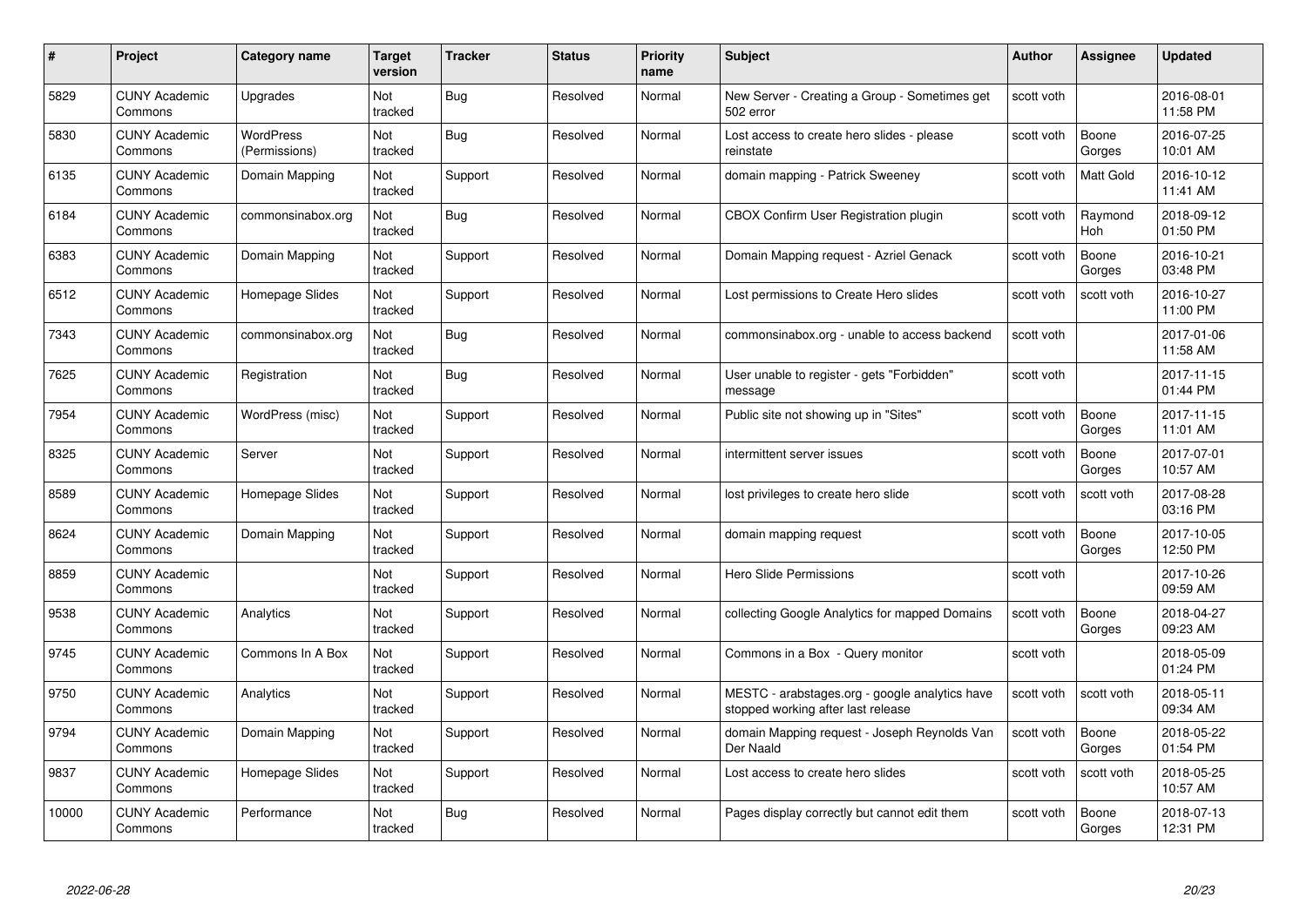| # | Project | Category name | Target version | Tracker | Status | Priority name | Subject | Author | Assignee | Updated |
|---|---|---|---|---|---|---|---|---|---|---|
| 5829 | CUNY Academic Commons | Upgrades | Not tracked | Bug | Resolved | Normal | New Server - Creating a Group - Sometimes get 502 error | scott voth | | 2016-08-01 11:58 PM |
| 5830 | CUNY Academic Commons | WordPress (Permissions) | Not tracked | Bug | Resolved | Normal | Lost access to create hero slides - please reinstate | scott voth | Boone Gorges | 2016-07-25 10:01 AM |
| 6135 | CUNY Academic Commons | Domain Mapping | Not tracked | Support | Resolved | Normal | domain mapping - Patrick Sweeney | scott voth | Matt Gold | 2016-10-12 11:41 AM |
| 6184 | CUNY Academic Commons | commonsinabox.org | Not tracked | Bug | Resolved | Normal | CBOX Confirm User Registration plugin | scott voth | Raymond Hoh | 2018-09-12 01:50 PM |
| 6383 | CUNY Academic Commons | Domain Mapping | Not tracked | Support | Resolved | Normal | Domain Mapping request - Azriel Genack | scott voth | Boone Gorges | 2016-10-21 03:48 PM |
| 6512 | CUNY Academic Commons | Homepage Slides | Not tracked | Support | Resolved | Normal | Lost permissions to Create Hero slides | scott voth | scott voth | 2016-10-27 11:00 PM |
| 7343 | CUNY Academic Commons | commonsinabox.org | Not tracked | Bug | Resolved | Normal | commonsinabox.org - unable to access backend | scott voth | | 2017-01-06 11:58 AM |
| 7625 | CUNY Academic Commons | Registration | Not tracked | Bug | Resolved | Normal | User unable to register - gets "Forbidden" message | scott voth | | 2017-11-15 01:44 PM |
| 7954 | CUNY Academic Commons | WordPress (misc) | Not tracked | Support | Resolved | Normal | Public site not showing up in "Sites" | scott voth | Boone Gorges | 2017-11-15 11:01 AM |
| 8325 | CUNY Academic Commons | Server | Not tracked | Support | Resolved | Normal | intermittent server issues | scott voth | Boone Gorges | 2017-07-01 10:57 AM |
| 8589 | CUNY Academic Commons | Homepage Slides | Not tracked | Support | Resolved | Normal | lost privileges to create hero slide | scott voth | scott voth | 2017-08-28 03:16 PM |
| 8624 | CUNY Academic Commons | Domain Mapping | Not tracked | Support | Resolved | Normal | domain mapping request | scott voth | Boone Gorges | 2017-10-05 12:50 PM |
| 8859 | CUNY Academic Commons | | Not tracked | Support | Resolved | Normal | Hero Slide Permissions | scott voth | | 2017-10-26 09:59 AM |
| 9538 | CUNY Academic Commons | Analytics | Not tracked | Support | Resolved | Normal | collecting Google Analytics for mapped Domains | scott voth | Boone Gorges | 2018-04-27 09:23 AM |
| 9745 | CUNY Academic Commons | Commons In A Box | Not tracked | Support | Resolved | Normal | Commons in a Box - Query monitor | scott voth | | 2018-05-09 01:24 PM |
| 9750 | CUNY Academic Commons | Analytics | Not tracked | Support | Resolved | Normal | MESTC - arabstages.org - google analytics have stopped working after last release | scott voth | scott voth | 2018-05-11 09:34 AM |
| 9794 | CUNY Academic Commons | Domain Mapping | Not tracked | Support | Resolved | Normal | domain Mapping request - Joseph Reynolds Van Der Naald | scott voth | Boone Gorges | 2018-05-22 01:54 PM |
| 9837 | CUNY Academic Commons | Homepage Slides | Not tracked | Support | Resolved | Normal | Lost access to create hero slides | scott voth | scott voth | 2018-05-25 10:57 AM |
| 10000 | CUNY Academic Commons | Performance | Not tracked | Bug | Resolved | Normal | Pages display correctly but cannot edit them | scott voth | Boone Gorges | 2018-07-13 12:31 PM |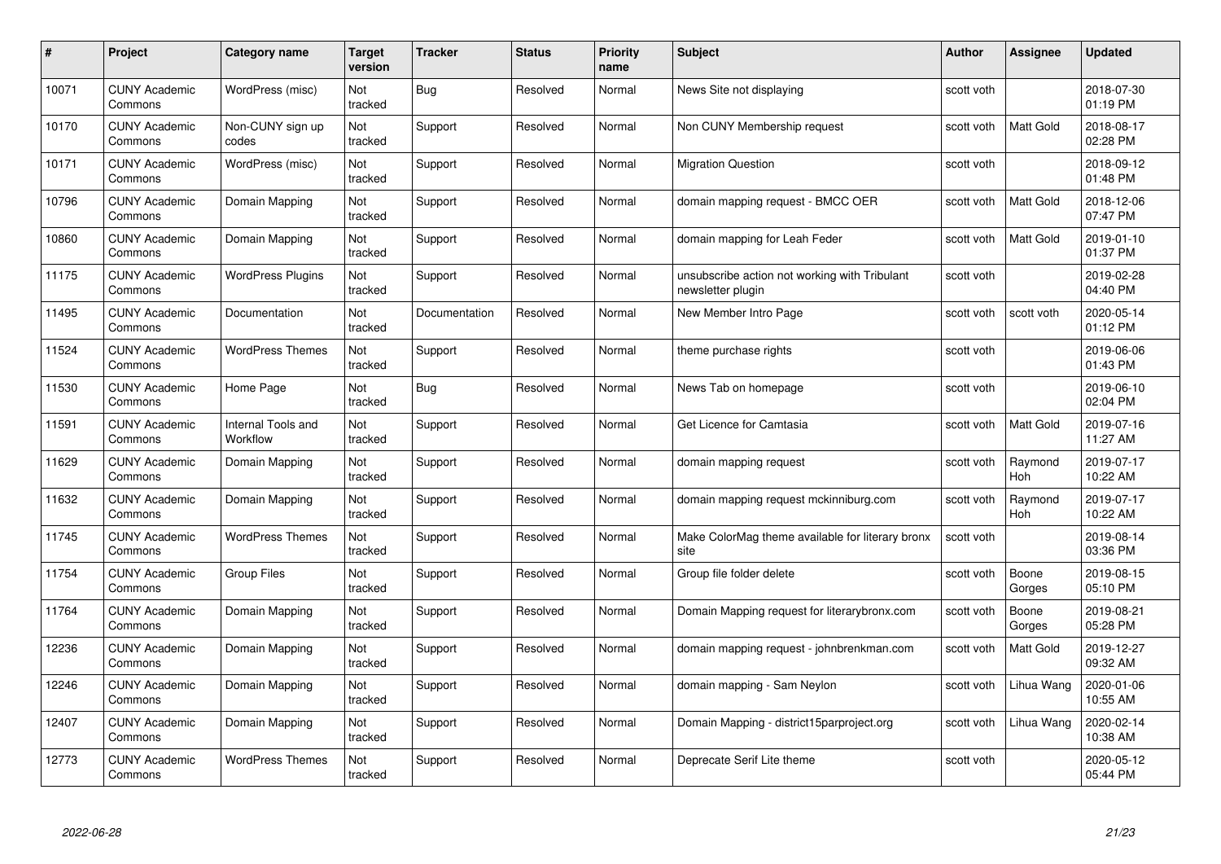| # | Project | Category name | Target version | Tracker | Status | Priority name | Subject | Author | Assignee | Updated |
|---|---|---|---|---|---|---|---|---|---|---|
| 10071 | CUNY Academic Commons | WordPress (misc) | Not tracked | Bug | Resolved | Normal | News Site not displaying | scott voth | | 2018-07-30 01:19 PM |
| 10170 | CUNY Academic Commons | Non-CUNY sign up codes | Not tracked | Support | Resolved | Normal | Non CUNY Membership request | scott voth | Matt Gold | 2018-08-17 02:28 PM |
| 10171 | CUNY Academic Commons | WordPress (misc) | Not tracked | Support | Resolved | Normal | Migration Question | scott voth | | 2018-09-12 01:48 PM |
| 10796 | CUNY Academic Commons | Domain Mapping | Not tracked | Support | Resolved | Normal | domain mapping request - BMCC OER | scott voth | Matt Gold | 2018-12-06 07:47 PM |
| 10860 | CUNY Academic Commons | Domain Mapping | Not tracked | Support | Resolved | Normal | domain mapping for Leah Feder | scott voth | Matt Gold | 2019-01-10 01:37 PM |
| 11175 | CUNY Academic Commons | WordPress Plugins | Not tracked | Support | Resolved | Normal | unsubscribe action not working with Tribulant newsletter plugin | scott voth | | 2019-02-28 04:40 PM |
| 11495 | CUNY Academic Commons | Documentation | Not tracked | Documentation | Resolved | Normal | New Member Intro Page | scott voth | scott voth | 2020-05-14 01:12 PM |
| 11524 | CUNY Academic Commons | WordPress Themes | Not tracked | Support | Resolved | Normal | theme purchase rights | scott voth | | 2019-06-06 01:43 PM |
| 11530 | CUNY Academic Commons | Home Page | Not tracked | Bug | Resolved | Normal | News Tab on homepage | scott voth | | 2019-06-10 02:04 PM |
| 11591 | CUNY Academic Commons | Internal Tools and Workflow | Not tracked | Support | Resolved | Normal | Get Licence for Camtasia | scott voth | Matt Gold | 2019-07-16 11:27 AM |
| 11629 | CUNY Academic Commons | Domain Mapping | Not tracked | Support | Resolved | Normal | domain mapping request | scott voth | Raymond Hoh | 2019-07-17 10:22 AM |
| 11632 | CUNY Academic Commons | Domain Mapping | Not tracked | Support | Resolved | Normal | domain mapping request mckinniburg.com | scott voth | Raymond Hoh | 2019-07-17 10:22 AM |
| 11745 | CUNY Academic Commons | WordPress Themes | Not tracked | Support | Resolved | Normal | Make ColorMag theme available for literary bronx site | scott voth | | 2019-08-14 03:36 PM |
| 11754 | CUNY Academic Commons | Group Files | Not tracked | Support | Resolved | Normal | Group file folder delete | scott voth | Boone Gorges | 2019-08-15 05:10 PM |
| 11764 | CUNY Academic Commons | Domain Mapping | Not tracked | Support | Resolved | Normal | Domain Mapping request for literarybronx.com | scott voth | Boone Gorges | 2019-08-21 05:28 PM |
| 12236 | CUNY Academic Commons | Domain Mapping | Not tracked | Support | Resolved | Normal | domain mapping request - johnbrenkman.com | scott voth | Matt Gold | 2019-12-27 09:32 AM |
| 12246 | CUNY Academic Commons | Domain Mapping | Not tracked | Support | Resolved | Normal | domain mapping - Sam Neylon | scott voth | Lihua Wang | 2020-01-06 10:55 AM |
| 12407 | CUNY Academic Commons | Domain Mapping | Not tracked | Support | Resolved | Normal | Domain Mapping - district15parproject.org | scott voth | Lihua Wang | 2020-02-14 10:38 AM |
| 12773 | CUNY Academic Commons | WordPress Themes | Not tracked | Support | Resolved | Normal | Deprecate Serif Lite theme | scott voth | | 2020-05-12 05:44 PM |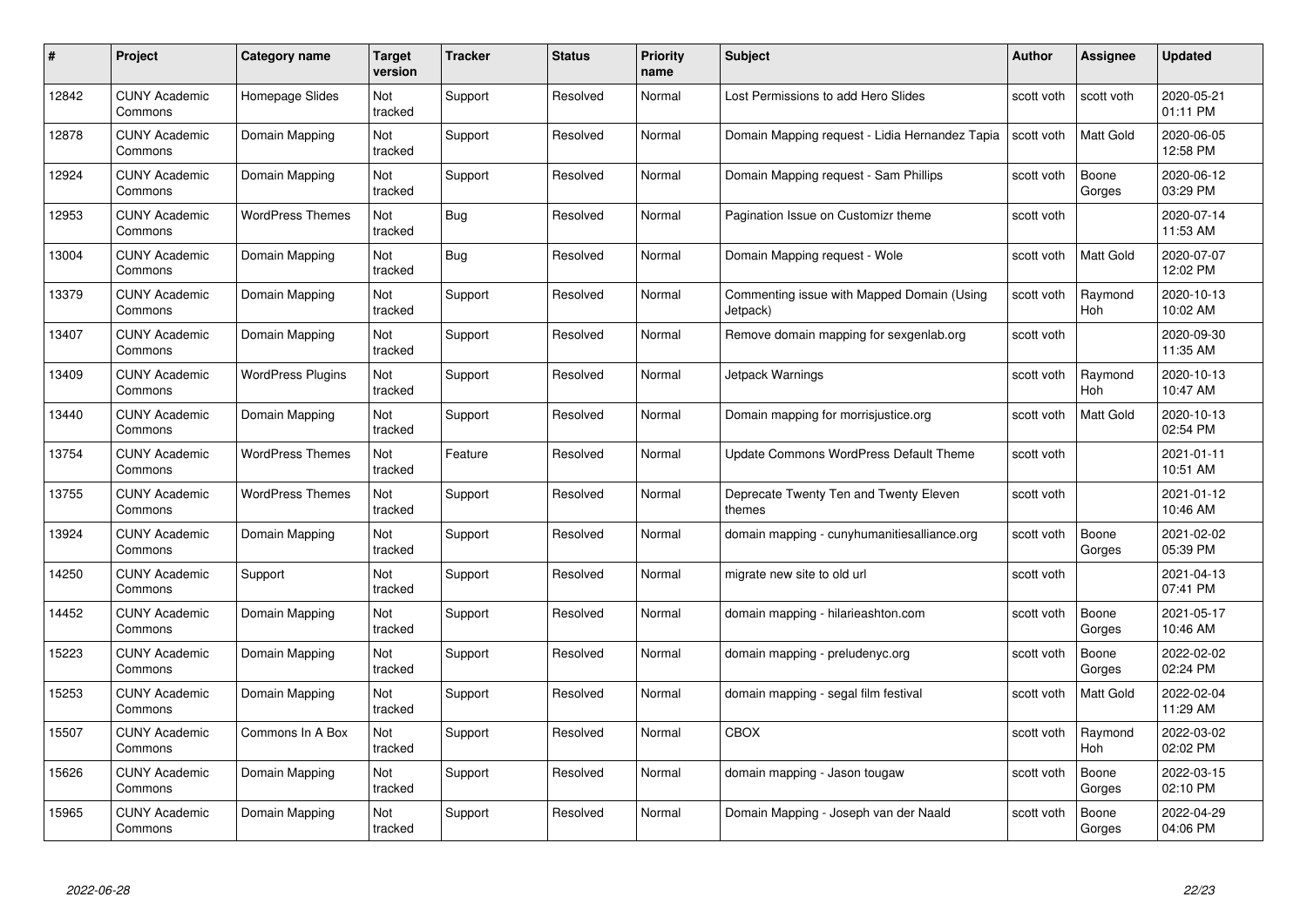| # | Project | Category name | Target version | Tracker | Status | Priority name | Subject | Author | Assignee | Updated |
|---|---|---|---|---|---|---|---|---|---|---|
| 12842 | CUNY Academic Commons | Homepage Slides | Not tracked | Support | Resolved | Normal | Lost Permissions to add Hero Slides | scott voth | scott voth | 2020-05-21 01:11 PM |
| 12878 | CUNY Academic Commons | Domain Mapping | Not tracked | Support | Resolved | Normal | Domain Mapping request - Lidia Hernandez Tapia | scott voth | Matt Gold | 2020-06-05 12:58 PM |
| 12924 | CUNY Academic Commons | Domain Mapping | Not tracked | Support | Resolved | Normal | Domain Mapping request - Sam Phillips | scott voth | Boone Gorges | 2020-06-12 03:29 PM |
| 12953 | CUNY Academic Commons | WordPress Themes | Not tracked | Bug | Resolved | Normal | Pagination Issue on Customizr theme | scott voth | | 2020-07-14 11:53 AM |
| 13004 | CUNY Academic Commons | Domain Mapping | Not tracked | Bug | Resolved | Normal | Domain Mapping request - Wole | scott voth | Matt Gold | 2020-07-07 12:02 PM |
| 13379 | CUNY Academic Commons | Domain Mapping | Not tracked | Support | Resolved | Normal | Commenting issue with Mapped Domain (Using Jetpack) | scott voth | Raymond Hoh | 2020-10-13 10:02 AM |
| 13407 | CUNY Academic Commons | Domain Mapping | Not tracked | Support | Resolved | Normal | Remove domain mapping for sexgenlab.org | scott voth | | 2020-09-30 11:35 AM |
| 13409 | CUNY Academic Commons | WordPress Plugins | Not tracked | Support | Resolved | Normal | Jetpack Warnings | scott voth | Raymond Hoh | 2020-10-13 10:47 AM |
| 13440 | CUNY Academic Commons | Domain Mapping | Not tracked | Support | Resolved | Normal | Domain mapping for morrisjustice.org | scott voth | Matt Gold | 2020-10-13 02:54 PM |
| 13754 | CUNY Academic Commons | WordPress Themes | Not tracked | Feature | Resolved | Normal | Update Commons WordPress Default Theme | scott voth | | 2021-01-11 10:51 AM |
| 13755 | CUNY Academic Commons | WordPress Themes | Not tracked | Support | Resolved | Normal | Deprecate Twenty Ten and Twenty Eleven themes | scott voth | | 2021-01-12 10:46 AM |
| 13924 | CUNY Academic Commons | Domain Mapping | Not tracked | Support | Resolved | Normal | domain mapping - cunyhumanitiesalliance.org | scott voth | Boone Gorges | 2021-02-02 05:39 PM |
| 14250 | CUNY Academic Commons | Support | Not tracked | Support | Resolved | Normal | migrate new site to old url | scott voth | | 2021-04-13 07:41 PM |
| 14452 | CUNY Academic Commons | Domain Mapping | Not tracked | Support | Resolved | Normal | domain mapping - hilarieashton.com | scott voth | Boone Gorges | 2021-05-17 10:46 AM |
| 15223 | CUNY Academic Commons | Domain Mapping | Not tracked | Support | Resolved | Normal | domain mapping - preludenyc.org | scott voth | Boone Gorges | 2022-02-02 02:24 PM |
| 15253 | CUNY Academic Commons | Domain Mapping | Not tracked | Support | Resolved | Normal | domain mapping - segal film festival | scott voth | Matt Gold | 2022-02-04 11:29 AM |
| 15507 | CUNY Academic Commons | Commons In A Box | Not tracked | Support | Resolved | Normal | CBOX | scott voth | Raymond Hoh | 2022-03-02 02:02 PM |
| 15626 | CUNY Academic Commons | Domain Mapping | Not tracked | Support | Resolved | Normal | domain mapping - Jason tougaw | scott voth | Boone Gorges | 2022-03-15 02:10 PM |
| 15965 | CUNY Academic Commons | Domain Mapping | Not tracked | Support | Resolved | Normal | Domain Mapping - Joseph van der Naald | scott voth | Boone Gorges | 2022-04-29 04:06 PM |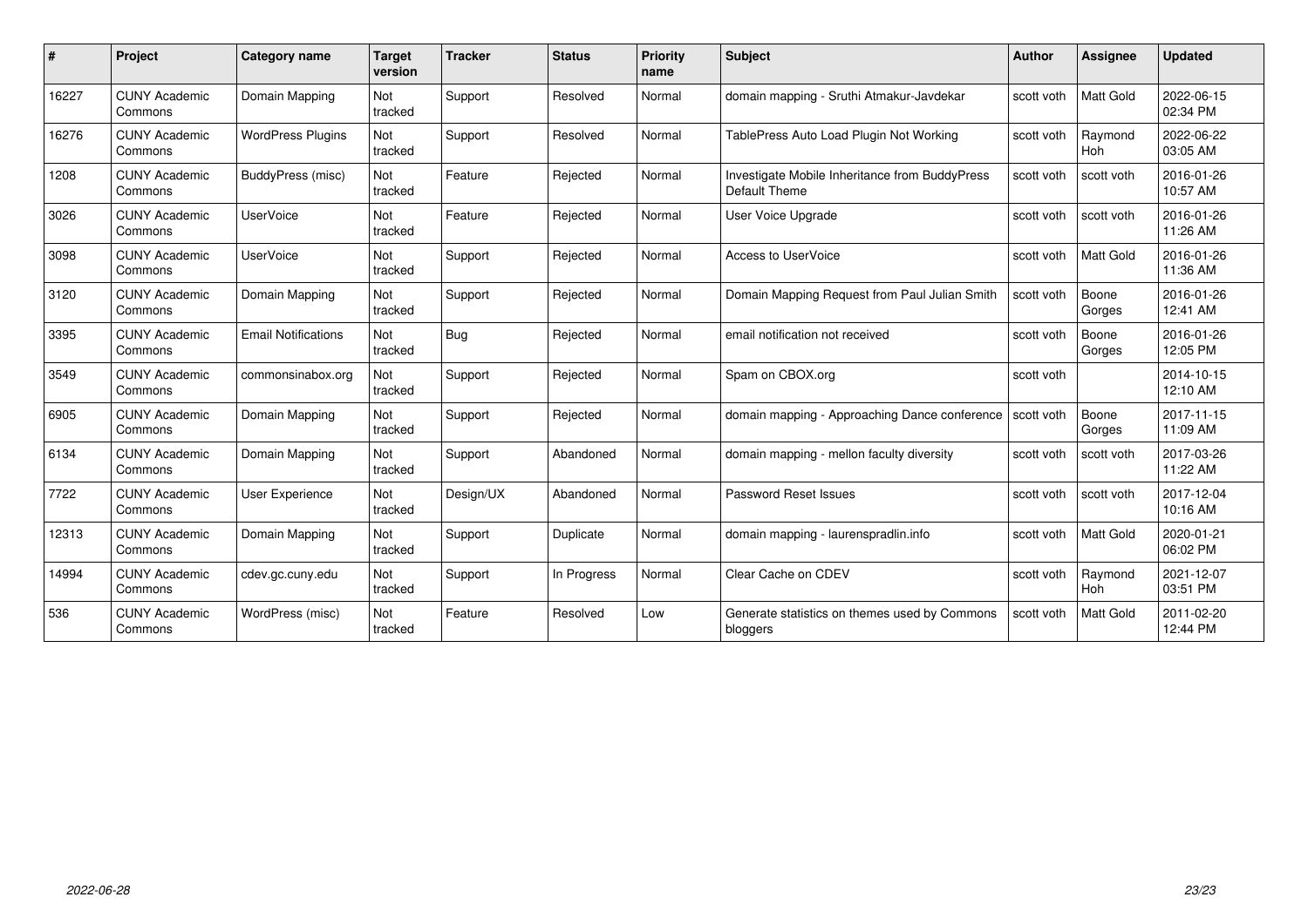| # | Project | Category name | Target version | Tracker | Status | Priority name | Subject | Author | Assignee | Updated |
|---|---|---|---|---|---|---|---|---|---|---|
| 16227 | CUNY Academic Commons | Domain Mapping | Not tracked | Support | Resolved | Normal | domain mapping - Sruthi Atmakur-Javdekar | scott voth | Matt Gold | 2022-06-15 02:34 PM |
| 16276 | CUNY Academic Commons | WordPress Plugins | Not tracked | Support | Resolved | Normal | TablePress Auto Load Plugin Not Working | scott voth | Raymond Hoh | 2022-06-22 03:05 AM |
| 1208 | CUNY Academic Commons | BuddyPress (misc) | Not tracked | Feature | Rejected | Normal | Investigate Mobile Inheritance from BuddyPress Default Theme | scott voth | scott voth | 2016-01-26 10:57 AM |
| 3026 | CUNY Academic Commons | UserVoice | Not tracked | Feature | Rejected | Normal | User Voice Upgrade | scott voth | scott voth | 2016-01-26 11:26 AM |
| 3098 | CUNY Academic Commons | UserVoice | Not tracked | Support | Rejected | Normal | Access to UserVoice | scott voth | Matt Gold | 2016-01-26 11:36 AM |
| 3120 | CUNY Academic Commons | Domain Mapping | Not tracked | Support | Rejected | Normal | Domain Mapping Request from Paul Julian Smith | scott voth | Boone Gorges | 2016-01-26 12:41 AM |
| 3395 | CUNY Academic Commons | Email Notifications | Not tracked | Bug | Rejected | Normal | email notification not received | scott voth | Boone Gorges | 2016-01-26 12:05 PM |
| 3549 | CUNY Academic Commons | commonsinabox.org | Not tracked | Support | Rejected | Normal | Spam on CBOX.org | scott voth | | 2014-10-15 12:10 AM |
| 6905 | CUNY Academic Commons | Domain Mapping | Not tracked | Support | Rejected | Normal | domain mapping - Approaching Dance conference | scott voth | Boone Gorges | 2017-11-15 11:09 AM |
| 6134 | CUNY Academic Commons | Domain Mapping | Not tracked | Support | Abandoned | Normal | domain mapping - mellon faculty diversity | scott voth | scott voth | 2017-03-26 11:22 AM |
| 7722 | CUNY Academic Commons | User Experience | Not tracked | Design/UX | Abandoned | Normal | Password Reset Issues | scott voth | scott voth | 2017-12-04 10:16 AM |
| 12313 | CUNY Academic Commons | Domain Mapping | Not tracked | Support | Duplicate | Normal | domain mapping - laurenspradlin.info | scott voth | Matt Gold | 2020-01-21 06:02 PM |
| 14994 | CUNY Academic Commons | cdev.gc.cuny.edu | Not tracked | Support | In Progress | Normal | Clear Cache on CDEV | scott voth | Raymond Hoh | 2021-12-07 03:51 PM |
| 536 | CUNY Academic Commons | WordPress (misc) | Not tracked | Feature | Resolved | Low | Generate statistics on themes used by Commons bloggers | scott voth | Matt Gold | 2011-02-20 12:44 PM |